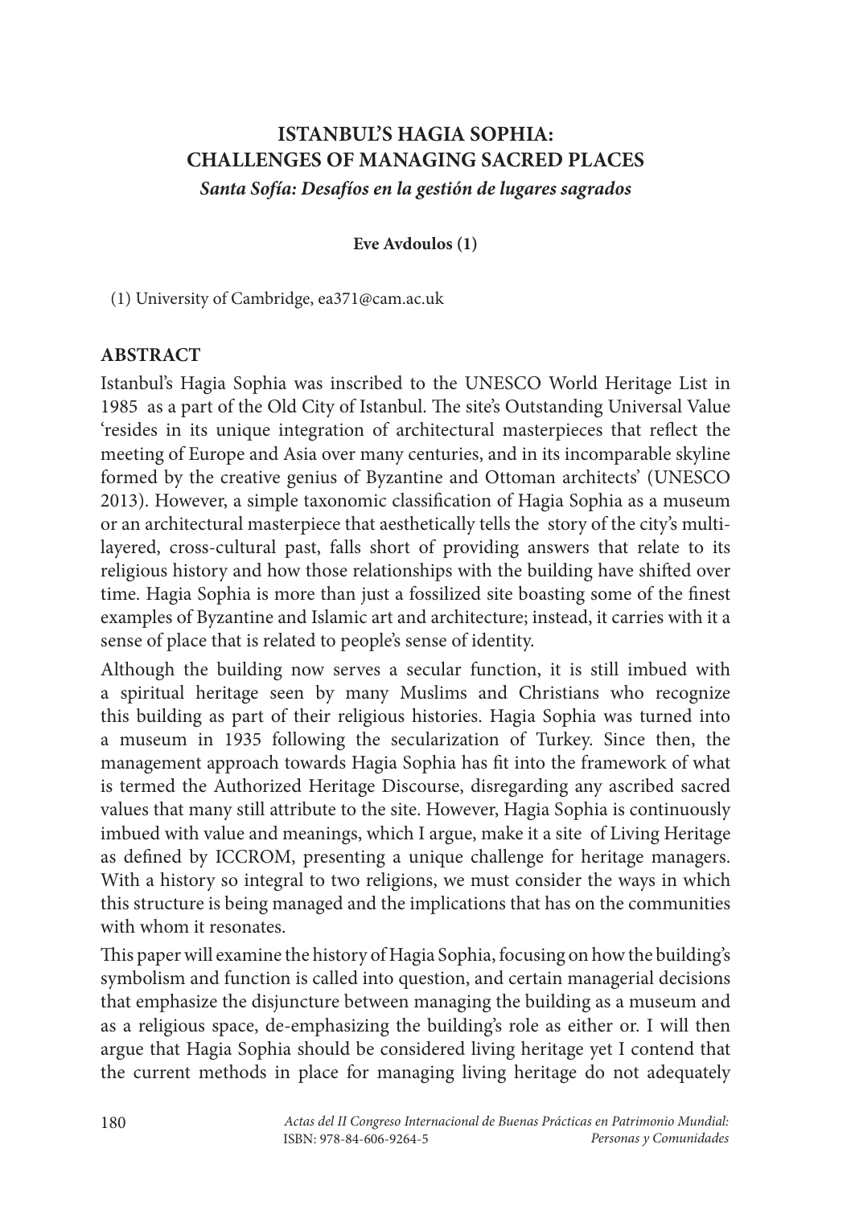# ISTANBUL'S HAGIA SOPHIA: CHALLENGES OF MANAGING SACRED PLACES

***Santa Sofía: Desafíos en la gestión de lugares sagrados***

**Eve Avdoulos (1)**

(1) University of Cambridge, ea371@cam.ac.uk

## ABSTRACT

Istanbul's Hagia Sophia was inscribed to the UNESCO World Heritage List in 1985 as a part of the Old City of Istanbul. The site's Outstanding Universal Value 'resides in its unique integration of architectural masterpieces that reflect the meeting of Europe and Asia over many centuries, and in its incomparable skyline formed by the creative genius of Byzantine and Ottoman architects' (UNESCO 2013). However, a simple taxonomic classification of Hagia Sophia as a museum or an architectural masterpiece that aesthetically tells the story of the city's multi-layered, cross-cultural past, falls short of providing answers that relate to its religious history and how those relationships with the building have shifted over time. Hagia Sophia is more than just a fossilized site boasting some of the finest examples of Byzantine and Islamic art and architecture; instead, it carries with it a sense of place that is related to people's sense of identity.

Although the building now serves a secular function, it is still imbued with a spiritual heritage seen by many Muslims and Christians who recognize this building as part of their religious histories. Hagia Sophia was turned into a museum in 1935 following the secularization of Turkey. Since then, the management approach towards Hagia Sophia has fit into the framework of what is termed the Authorized Heritage Discourse, disregarding any ascribed sacred values that many still attribute to the site. However, Hagia Sophia is continuously imbued with value and meanings, which I argue, make it a site of Living Heritage as defined by ICCROM, presenting a unique challenge for heritage managers. With a history so integral to two religions, we must consider the ways in which this structure is being managed and the implications that has on the communities with whom it resonates.

This paper will examine the history of Hagia Sophia, focusing on how the building's symbolism and function is called into question, and certain managerial decisions that emphasize the disjuncture between managing the building as a museum and as a religious space, de-emphasizing the building's role as either or. I will then argue that Hagia Sophia should be considered living heritage yet I contend that the current methods in place for managing living heritage do not adequately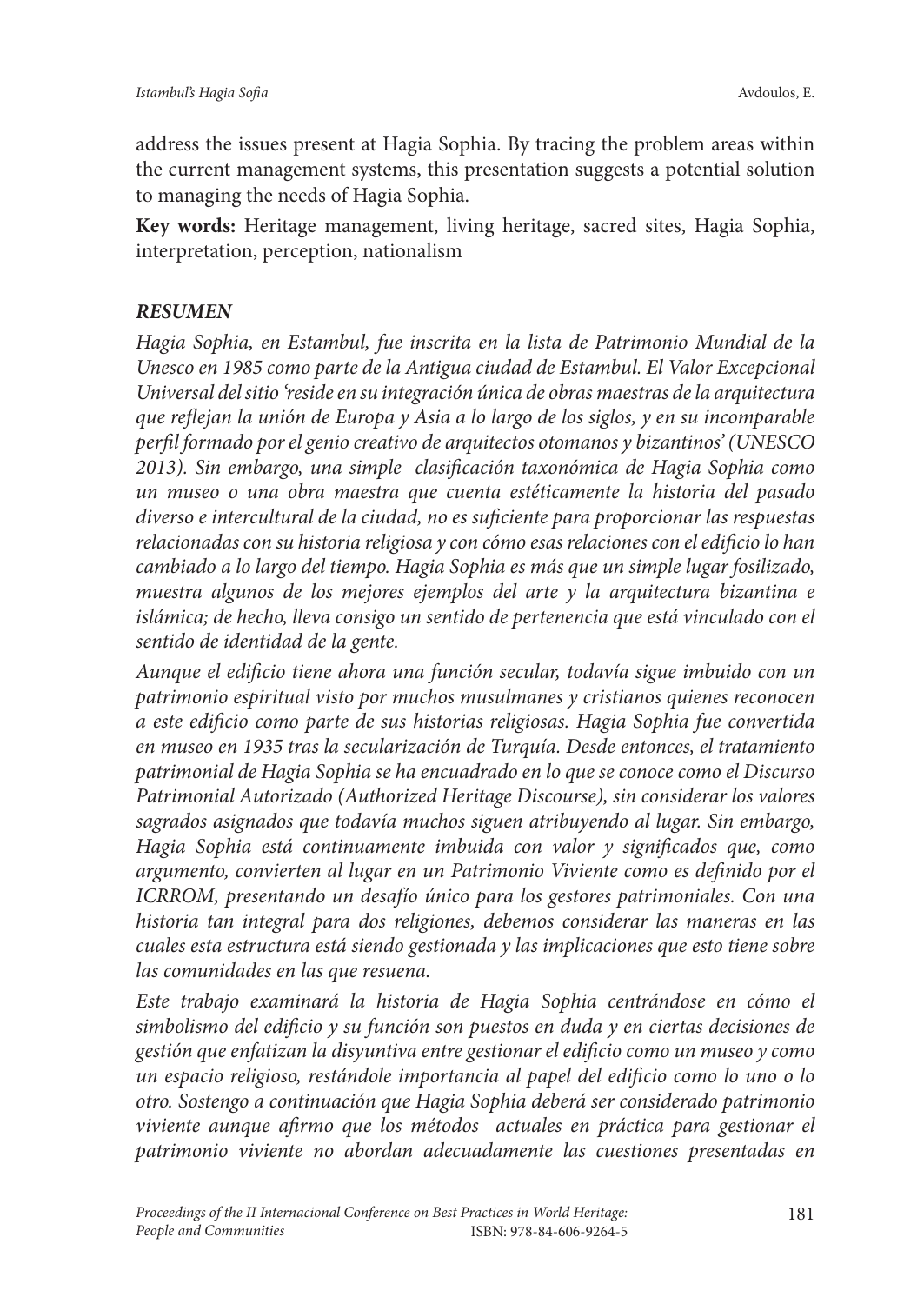address the issues present at Hagia Sophia. By tracing the problem areas within the current management systems, this presentation suggests a potential solution to managing the needs of Hagia Sophia.

**Key words:** Heritage management, living heritage, sacred sites, Hagia Sophia, interpretation, perception, nationalism

### ***RESUMEN***

*Hagia Sophia, en Estambul, fue inscrita en la lista de Patrimonio Mundial de la Unesco en 1985 como parte de la Antigua ciudad de Estambul. El Valor Excepcional Universal del sitio 'reside en su integración única de obras maestras de la arquitectura que reflejan la unión de Europa y Asia a lo largo de los siglos, y en su incomparable perfil formado por el genio creativo de arquitectos otomanos y bizantinos' (UNESCO 2013). Sin embargo, una simple clasificación taxonómica de Hagia Sophia como un museo o una obra maestra que cuenta estéticamente la historia del pasado diverso e intercultural de la ciudad, no es suficiente para proporcionar las respuestas relacionadas con su historia religiosa y con cómo esas relaciones con el edificio lo han cambiado a lo largo del tiempo. Hagia Sophia es más que un simple lugar fosilizado, muestra algunos de los mejores ejemplos del arte y la arquitectura bizantina e islámica; de hecho, lleva consigo un sentido de pertenencia que está vinculado con el sentido de identidad de la gente.*

*Aunque el edificio tiene ahora una función secular, todavía sigue imbuido con un patrimonio espiritual visto por muchos musulmanes y cristianos quienes reconocen a este edificio como parte de sus historias religiosas. Hagia Sophia fue convertida en museo en 1935 tras la secularización de Turquía. Desde entonces, el tratamiento patrimonial de Hagia Sophia se ha encuadrado en lo que se conoce como el Discurso Patrimonial Autorizado (Authorized Heritage Discourse), sin considerar los valores sagrados asignados que todavía muchos siguen atribuyendo al lugar. Sin embargo, Hagia Sophia está continuamente imbuida con valor y significados que, como argumento, convierten al lugar en un Patrimonio Viviente como es definido por el ICRROM, presentando un desafío único para los gestores patrimoniales. Con una historia tan integral para dos religiones, debemos considerar las maneras en las cuales esta estructura está siendo gestionada y las implicaciones que esto tiene sobre las comunidades en las que resuena.*

*Este trabajo examinará la historia de Hagia Sophia centrándose en cómo el simbolismo del edificio y su función son puestos en duda y en ciertas decisiones de gestión que enfatizan la disyuntiva entre gestionar el edificio como un museo y como un espacio religioso, restándole importancia al papel del edificio como lo uno o lo otro. Sostengo a continuación que Hagia Sophia deberá ser considerado patrimonio viviente aunque afirmo que los métodos actuales en práctica para gestionar el patrimonio viviente no abordan adecuadamente las cuestiones presentadas en*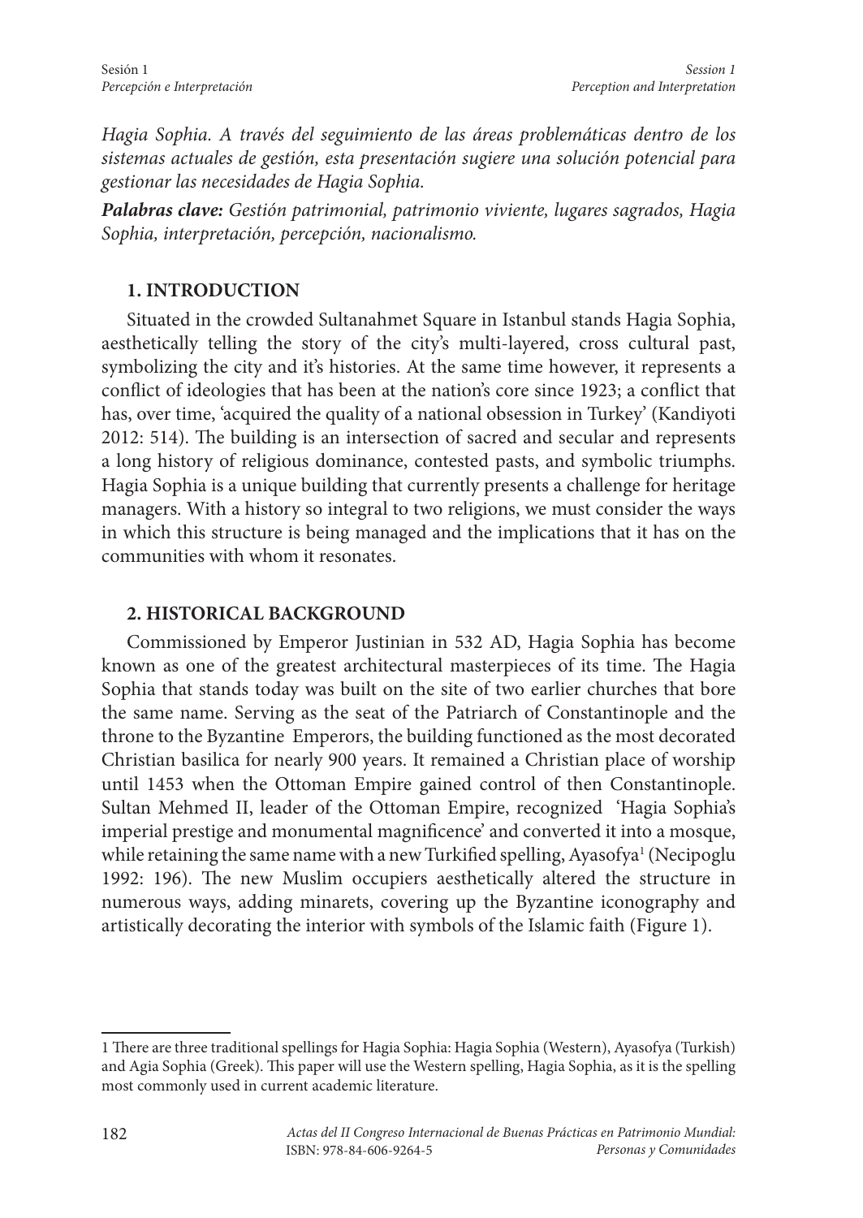*Hagia Sophia. A través del seguimiento de las áreas problemáticas dentro de los sistemas actuales de gestión, esta presentación sugiere una solución potencial para gestionar las necesidades de Hagia Sophia.*

***Palabras clave:*** *Gestión patrimonial, patrimonio viviente, lugares sagrados, Hagia Sophia, interpretación, percepción, nacionalismo.*

## 1. INTRODUCTION

Situated in the crowded Sultanahmet Square in Istanbul stands Hagia Sophia, aesthetically telling the story of the city's multi-layered, cross cultural past, symbolizing the city and it's histories. At the same time however, it represents a conflict of ideologies that has been at the nation's core since 1923; a conflict that has, over time, 'acquired the quality of a national obsession in Turkey' (Kandiyoti 2012: 514). The building is an intersection of sacred and secular and represents a long history of religious dominance, contested pasts, and symbolic triumphs. Hagia Sophia is a unique building that currently presents a challenge for heritage managers. With a history so integral to two religions, we must consider the ways in which this structure is being managed and the implications that it has on the communities with whom it resonates.

## 2. HISTORICAL BACKGROUND

Commissioned by Emperor Justinian in 532 AD, Hagia Sophia has become known as one of the greatest architectural masterpieces of its time. The Hagia Sophia that stands today was built on the site of two earlier churches that bore the same name. Serving as the seat of the Patriarch of Constantinople and the throne to the Byzantine Emperors, the building functioned as the most decorated Christian basilica for nearly 900 years. It remained a Christian place of worship until 1453 when the Ottoman Empire gained control of then Constantinople. Sultan Mehmed II, leader of the Ottoman Empire, recognized 'Hagia Sophia's imperial prestige and monumental magnificence' and converted it into a mosque, while retaining the same name with a new Turkified spelling, Ayasofya[1] (Necipoglu 1992: 196). The new Muslim occupiers aesthetically altered the structure in numerous ways, adding minarets, covering up the Byzantine iconography and artistically decorating the interior with symbols of the Islamic faith (Figure 1).

---

1 There are three traditional spellings for Hagia Sophia: Hagia Sophia (Western), Ayasofya (Turkish) and Agia Sophia (Greek). This paper will use the Western spelling, Hagia Sophia, as it is the spelling most commonly used in current academic literature.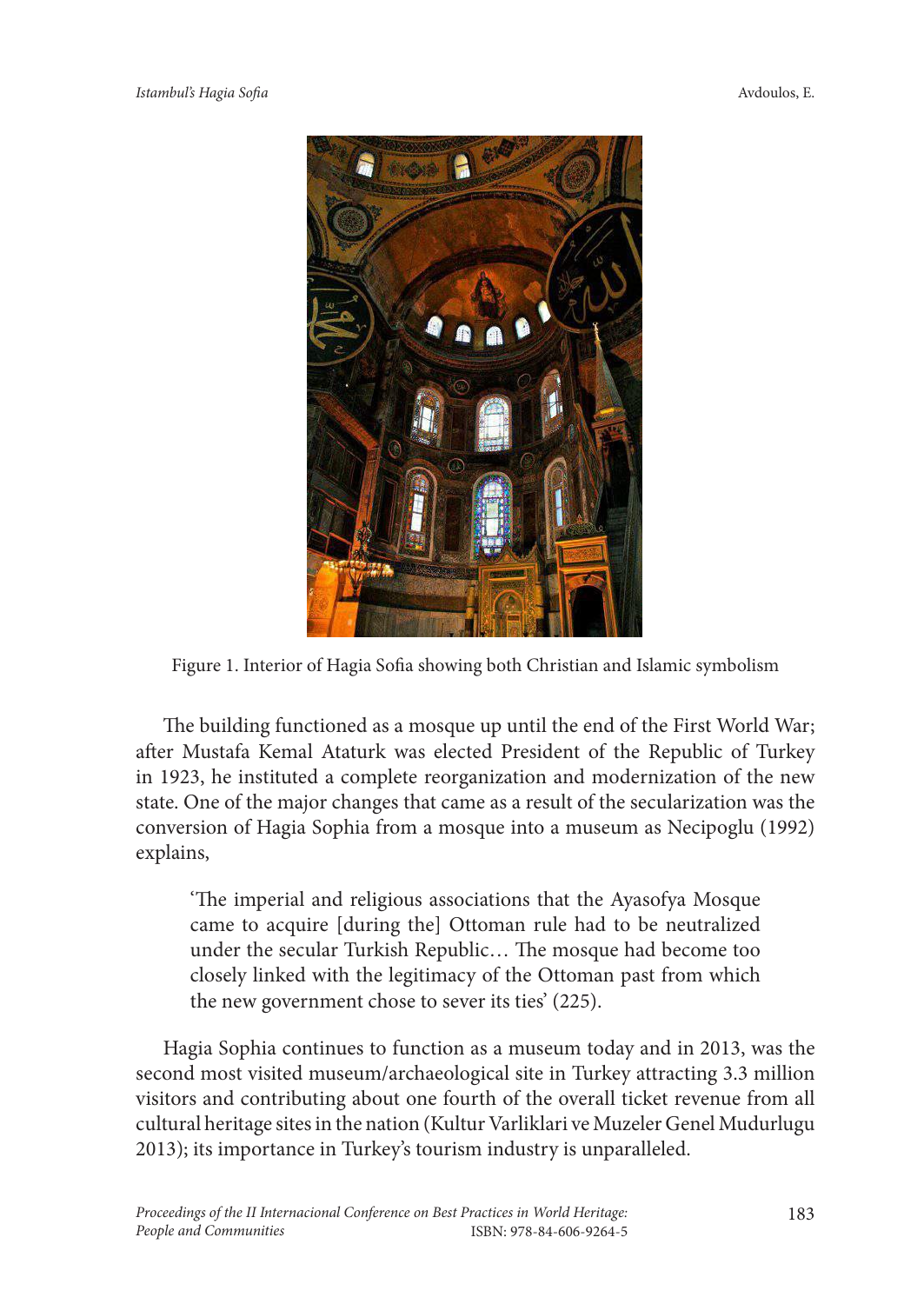Figure 1. Interior of Hagia Sofia showing both Christian and Islamic symbolism

The building functioned as a mosque up until the end of the First World War; after Mustafa Kemal Ataturk was elected President of the Republic of Turkey in 1923, he instituted a complete reorganization and modernization of the new state. One of the major changes that came as a result of the secularization was the conversion of Hagia Sophia from a mosque into a museum as Necipoglu (1992) explains,

> 'The imperial and religious associations that the Ayasofya Mosque came to acquire [during the] Ottoman rule had to be neutralized under the secular Turkish Republic… The mosque had become too closely linked with the legitimacy of the Ottoman past from which the new government chose to sever its ties' (225).

Hagia Sophia continues to function as a museum today and in 2013, was the second most visited museum/archaeological site in Turkey attracting 3.3 million visitors and contributing about one fourth of the overall ticket revenue from all cultural heritage sites in the nation (Kultur Varliklari ve Muzeler Genel Mudurlugu 2013); its importance in Turkey's tourism industry is unparalleled.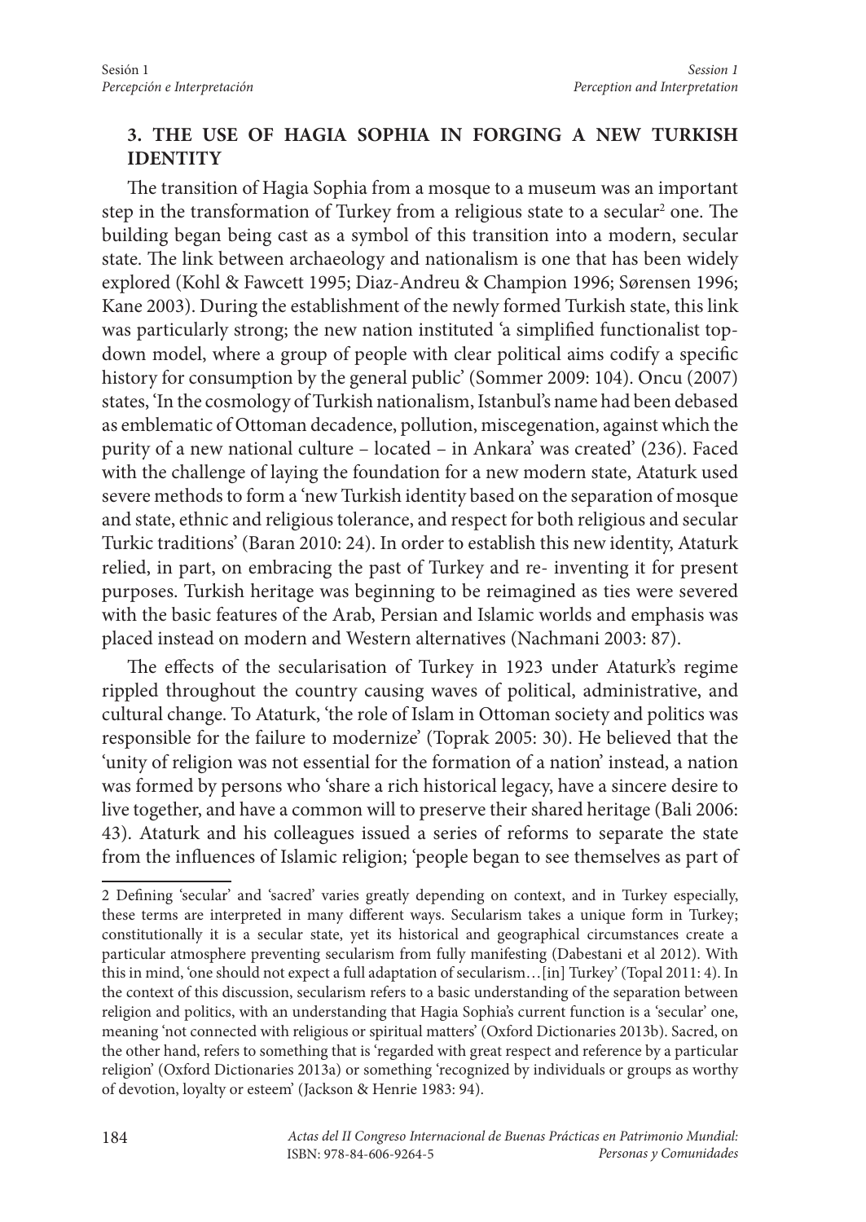## 3. THE USE OF HAGIA SOPHIA IN FORGING A NEW TURKISH IDENTITY

The transition of Hagia Sophia from a mosque to a museum was an important step in the transformation of Turkey from a religious state to a secular[2] one. The building began being cast as a symbol of this transition into a modern, secular state. The link between archaeology and nationalism is one that has been widely explored (Kohl & Fawcett 1995; Diaz-Andreu & Champion 1996; Sørensen 1996; Kane 2003). During the establishment of the newly formed Turkish state, this link was particularly strong; the new nation instituted 'a simplified functionalist top-down model, where a group of people with clear political aims codify a specific history for consumption by the general public' (Sommer 2009: 104). Oncu (2007) states, 'In the cosmology of Turkish nationalism, Istanbul's name had been debased as emblematic of Ottoman decadence, pollution, miscegenation, against which the purity of a new national culture – located – in Ankara' was created' (236). Faced with the challenge of laying the foundation for a new modern state, Ataturk used severe methods to form a 'new Turkish identity based on the separation of mosque and state, ethnic and religious tolerance, and respect for both religious and secular Turkic traditions' (Baran 2010: 24). In order to establish this new identity, Ataturk relied, in part, on embracing the past of Turkey and re- inventing it for present purposes. Turkish heritage was beginning to be reimagined as ties were severed with the basic features of the Arab, Persian and Islamic worlds and emphasis was placed instead on modern and Western alternatives (Nachmani 2003: 87).

The effects of the secularisation of Turkey in 1923 under Ataturk's regime rippled throughout the country causing waves of political, administrative, and cultural change. To Ataturk, 'the role of Islam in Ottoman society and politics was responsible for the failure to modernize' (Toprak 2005: 30). He believed that the 'unity of religion was not essential for the formation of a nation' instead, a nation was formed by persons who 'share a rich historical legacy, have a sincere desire to live together, and have a common will to preserve their shared heritage (Bali 2006: 43). Ataturk and his colleagues issued a series of reforms to separate the state from the influences of Islamic religion; 'people began to see themselves as part of

---

[2] Defining 'secular' and 'sacred' varies greatly depending on context, and in Turkey especially, these terms are interpreted in many different ways. Secularism takes a unique form in Turkey; constitutionally it is a secular state, yet its historical and geographical circumstances create a particular atmosphere preventing secularism from fully manifesting (Dabestani et al 2012). With this in mind, 'one should not expect a full adaptation of secularism…[in] Turkey' (Topal 2011: 4). In the context of this discussion, secularism refers to a basic understanding of the separation between religion and politics, with an understanding that Hagia Sophia's current function is a 'secular' one, meaning 'not connected with religious or spiritual matters' (Oxford Dictionaries 2013b). Sacred, on the other hand, refers to something that is 'regarded with great respect and reference by a particular religion' (Oxford Dictionaries 2013a) or something 'recognized by individuals or groups as worthy of devotion, loyalty or esteem' (Jackson & Henrie 1983: 94).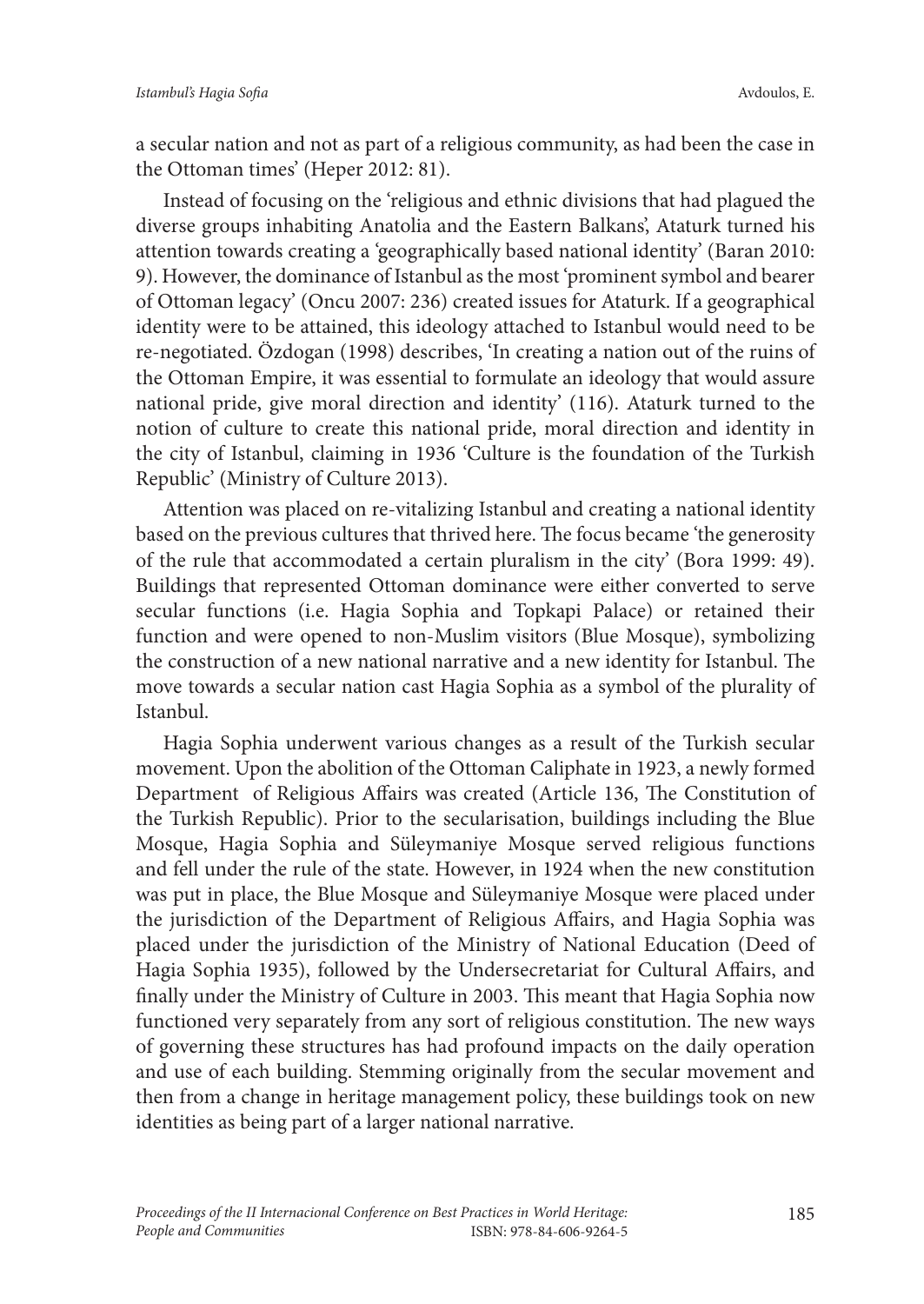a secular nation and not as part of a religious community, as had been the case in the Ottoman times' (Heper 2012: 81).

Instead of focusing on the 'religious and ethnic divisions that had plagued the diverse groups inhabiting Anatolia and the Eastern Balkans', Ataturk turned his attention towards creating a 'geographically based national identity' (Baran 2010: 9). However, the dominance of Istanbul as the most 'prominent symbol and bearer of Ottoman legacy' (Oncu 2007: 236) created issues for Ataturk. If a geographical identity were to be attained, this ideology attached to Istanbul would need to be re-negotiated. Özdogan (1998) describes, 'In creating a nation out of the ruins of the Ottoman Empire, it was essential to formulate an ideology that would assure national pride, give moral direction and identity' (116). Ataturk turned to the notion of culture to create this national pride, moral direction and identity in the city of Istanbul, claiming in 1936 'Culture is the foundation of the Turkish Republic' (Ministry of Culture 2013).

Attention was placed on re-vitalizing Istanbul and creating a national identity based on the previous cultures that thrived here. The focus became 'the generosity of the rule that accommodated a certain pluralism in the city' (Bora 1999: 49). Buildings that represented Ottoman dominance were either converted to serve secular functions (i.e. Hagia Sophia and Topkapi Palace) or retained their function and were opened to non-Muslim visitors (Blue Mosque), symbolizing the construction of a new national narrative and a new identity for Istanbul. The move towards a secular nation cast Hagia Sophia as a symbol of the plurality of Istanbul.

Hagia Sophia underwent various changes as a result of the Turkish secular movement. Upon the abolition of the Ottoman Caliphate in 1923, a newly formed Department of Religious Affairs was created (Article 136, The Constitution of the Turkish Republic). Prior to the secularisation, buildings including the Blue Mosque, Hagia Sophia and Süleymaniye Mosque served religious functions and fell under the rule of the state. However, in 1924 when the new constitution was put in place, the Blue Mosque and Süleymaniye Mosque were placed under the jurisdiction of the Department of Religious Affairs, and Hagia Sophia was placed under the jurisdiction of the Ministry of National Education (Deed of Hagia Sophia 1935), followed by the Undersecretariat for Cultural Affairs, and finally under the Ministry of Culture in 2003. This meant that Hagia Sophia now functioned very separately from any sort of religious constitution. The new ways of governing these structures has had profound impacts on the daily operation and use of each building. Stemming originally from the secular movement and then from a change in heritage management policy, these buildings took on new identities as being part of a larger national narrative.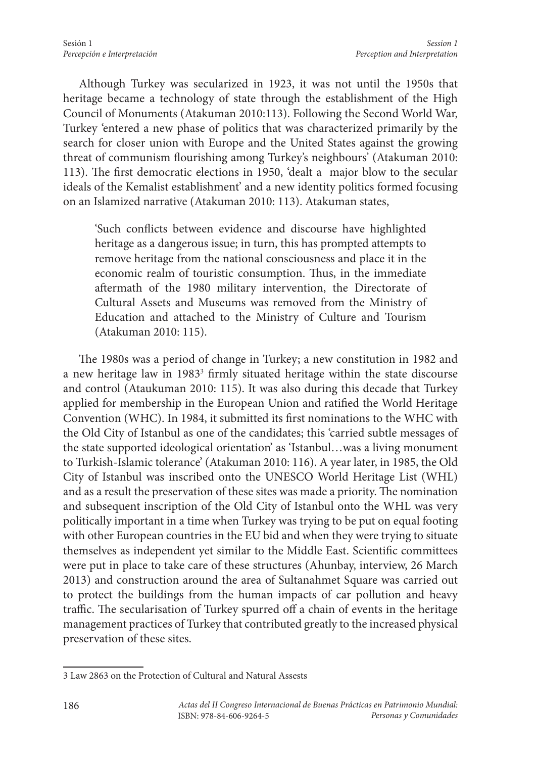Although Turkey was secularized in 1923, it was not until the 1950s that heritage became a technology of state through the establishment of the High Council of Monuments (Atakuman 2010:113). Following the Second World War, Turkey 'entered a new phase of politics that was characterized primarily by the search for closer union with Europe and the United States against the growing threat of communism flourishing among Turkey's neighbours' (Atakuman 2010: 113). The first democratic elections in 1950, 'dealt a major blow to the secular ideals of the Kemalist establishment' and a new identity politics formed focusing on an Islamized narrative (Atakuman 2010: 113). Atakuman states,

> 'Such conflicts between evidence and discourse have highlighted heritage as a dangerous issue; in turn, this has prompted attempts to remove heritage from the national consciousness and place it in the economic realm of touristic consumption. Thus, in the immediate aftermath of the 1980 military intervention, the Directorate of Cultural Assets and Museums was removed from the Ministry of Education and attached to the Ministry of Culture and Tourism (Atakuman 2010: 115).

The 1980s was a period of change in Turkey; a new constitution in 1982 and a new heritage law in 1983[3] firmly situated heritage within the state discourse and control (Ataukuman 2010: 115). It was also during this decade that Turkey applied for membership in the European Union and ratified the World Heritage Convention (WHC). In 1984, it submitted its first nominations to the WHC with the Old City of Istanbul as one of the candidates; this 'carried subtle messages of the state supported ideological orientation' as 'Istanbul…was a living monument to Turkish-Islamic tolerance' (Atakuman 2010: 116). A year later, in 1985, the Old City of Istanbul was inscribed onto the UNESCO World Heritage List (WHL) and as a result the preservation of these sites was made a priority. The nomination and subsequent inscription of the Old City of Istanbul onto the WHL was very politically important in a time when Turkey was trying to be put on equal footing with other European countries in the EU bid and when they were trying to situate themselves as independent yet similar to the Middle East. Scientific committees were put in place to take care of these structures (Ahunbay, interview, 26 March 2013) and construction around the area of Sultanahmet Square was carried out to protect the buildings from the human impacts of car pollution and heavy traffic. The secularisation of Turkey spurred off a chain of events in the heritage management practices of Turkey that contributed greatly to the increased physical preservation of these sites.

---

3 Law 2863 on the Protection of Cultural and Natural Assests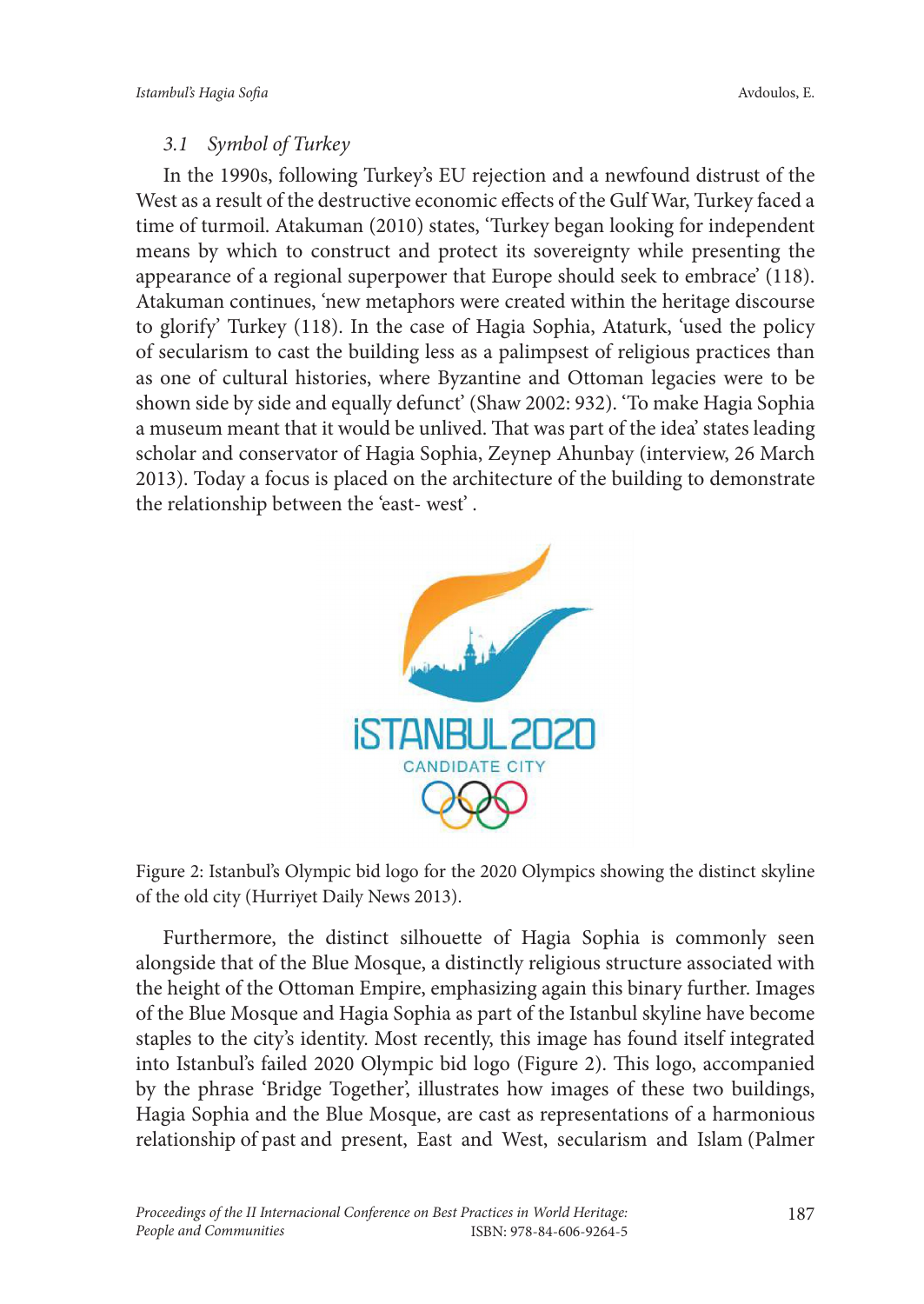### 3.1 *Symbol of Turkey*

In the 1990s, following Turkey's EU rejection and a newfound distrust of the West as a result of the destructive economic effects of the Gulf War, Turkey faced a time of turmoil. Atakuman (2010) states, 'Turkey began looking for independent means by which to construct and protect its sovereignty while presenting the appearance of a regional superpower that Europe should seek to embrace' (118). Atakuman continues, 'new metaphors were created within the heritage discourse to glorify' Turkey (118). In the case of Hagia Sophia, Ataturk, 'used the policy of secularism to cast the building less as a palimpsest of religious practices than as one of cultural histories, where Byzantine and Ottoman legacies were to be shown side by side and equally defunct' (Shaw 2002: 932). 'To make Hagia Sophia a museum meant that it would be unlived. That was part of the idea' states leading scholar and conservator of Hagia Sophia, Zeynep Ahunbay (interview, 26 March 2013). Today a focus is placed on the architecture of the building to demonstrate the relationship between the 'east- west' .

Figure 2: Istanbul's Olympic bid logo for the 2020 Olympics showing the distinct skyline of the old city (Hurriyet Daily News 2013).

Furthermore, the distinct silhouette of Hagia Sophia is commonly seen alongside that of the Blue Mosque, a distinctly religious structure associated with the height of the Ottoman Empire, emphasizing again this binary further. Images of the Blue Mosque and Hagia Sophia as part of the Istanbul skyline have become staples to the city's identity. Most recently, this image has found itself integrated into Istanbul's failed 2020 Olympic bid logo (Figure 2). This logo, accompanied by the phrase 'Bridge Together', illustrates how images of these two buildings, Hagia Sophia and the Blue Mosque, are cast as representations of a harmonious relationship of past and present, East and West, secularism and Islam (Palmer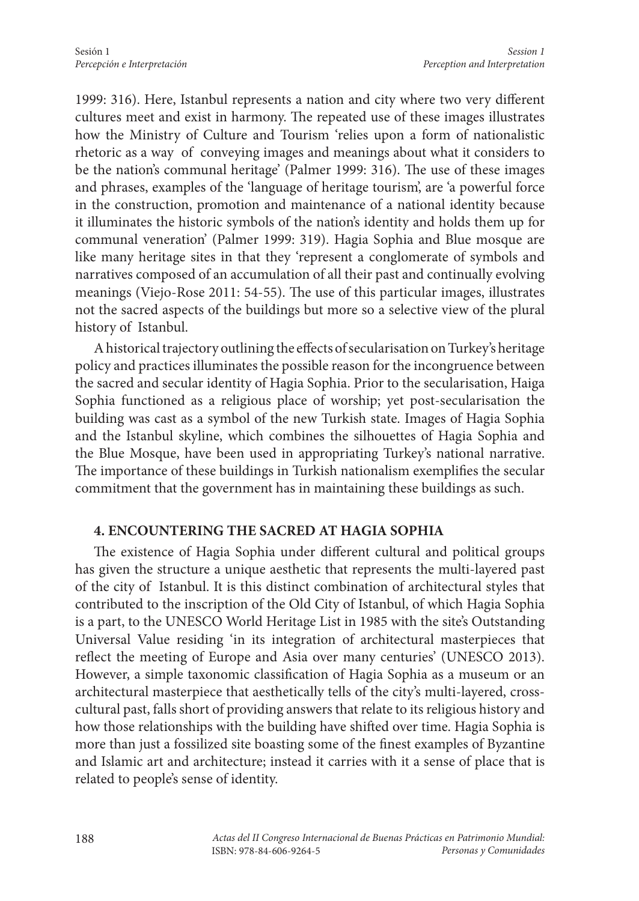1999: 316). Here, Istanbul represents a nation and city where two very different cultures meet and exist in harmony. The repeated use of these images illustrates how the Ministry of Culture and Tourism 'relies upon a form of nationalistic rhetoric as a way of conveying images and meanings about what it considers to be the nation's communal heritage' (Palmer 1999: 316). The use of these images and phrases, examples of the 'language of heritage tourism', are 'a powerful force in the construction, promotion and maintenance of a national identity because it illuminates the historic symbols of the nation's identity and holds them up for communal veneration' (Palmer 1999: 319). Hagia Sophia and Blue mosque are like many heritage sites in that they 'represent a conglomerate of symbols and narratives composed of an accumulation of all their past and continually evolving meanings (Viejo-Rose 2011: 54-55). The use of this particular images, illustrates not the sacred aspects of the buildings but more so a selective view of the plural history of Istanbul.

A historical trajectory outlining the effects of secularisation on Turkey's heritage policy and practices illuminates the possible reason for the incongruence between the sacred and secular identity of Hagia Sophia. Prior to the secularisation, Haiga Sophia functioned as a religious place of worship; yet post-secularisation the building was cast as a symbol of the new Turkish state. Images of Hagia Sophia and the Istanbul skyline, which combines the silhouettes of Hagia Sophia and the Blue Mosque, have been used in appropriating Turkey's national narrative. The importance of these buildings in Turkish nationalism exemplifies the secular commitment that the government has in maintaining these buildings as such.

## 4. ENCOUNTERING THE SACRED AT HAGIA SOPHIA

The existence of Hagia Sophia under different cultural and political groups has given the structure a unique aesthetic that represents the multi-layered past of the city of Istanbul. It is this distinct combination of architectural styles that contributed to the inscription of the Old City of Istanbul, of which Hagia Sophia is a part, to the UNESCO World Heritage List in 1985 with the site's Outstanding Universal Value residing 'in its integration of architectural masterpieces that reflect the meeting of Europe and Asia over many centuries' (UNESCO 2013). However, a simple taxonomic classification of Hagia Sophia as a museum or an architectural masterpiece that aesthetically tells of the city's multi-layered, cross-cultural past, falls short of providing answers that relate to its religious history and how those relationships with the building have shifted over time. Hagia Sophia is more than just a fossilized site boasting some of the finest examples of Byzantine and Islamic art and architecture; instead it carries with it a sense of place that is related to people's sense of identity.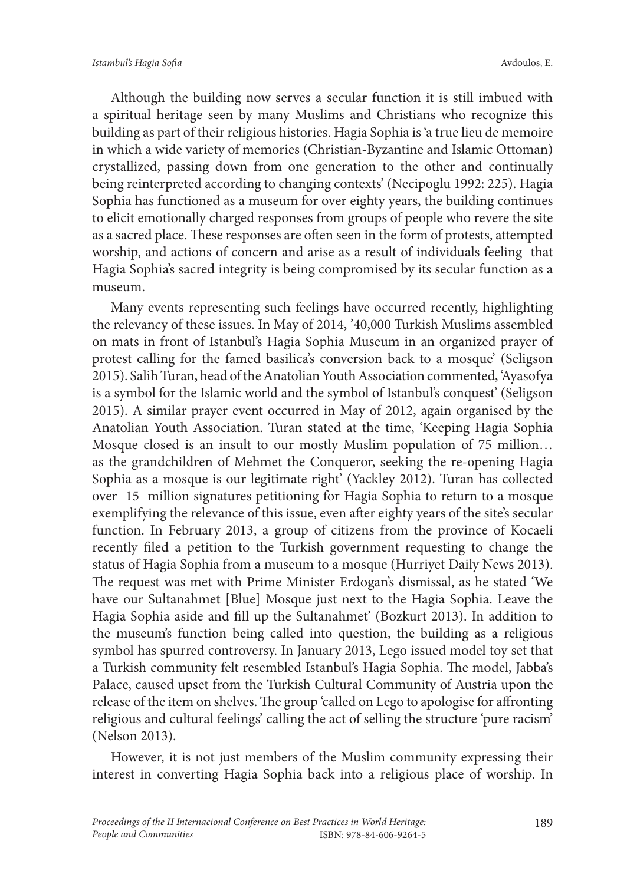Although the building now serves a secular function it is still imbued with a spiritual heritage seen by many Muslims and Christians who recognize this building as part of their religious histories. Hagia Sophia is 'a true lieu de memoire in which a wide variety of memories (Christian-Byzantine and Islamic Ottoman) crystallized, passing down from one generation to the other and continually being reinterpreted according to changing contexts' (Necipoglu 1992: 225). Hagia Sophia has functioned as a museum for over eighty years, the building continues to elicit emotionally charged responses from groups of people who revere the site as a sacred place. These responses are often seen in the form of protests, attempted worship, and actions of concern and arise as a result of individuals feeling that Hagia Sophia's sacred integrity is being compromised by its secular function as a museum.

Many events representing such feelings have occurred recently, highlighting the relevancy of these issues. In May of 2014, '40,000 Turkish Muslims assembled on mats in front of Istanbul's Hagia Sophia Museum in an organized prayer of protest calling for the famed basilica's conversion back to a mosque' (Seligson 2015). Salih Turan, head of the Anatolian Youth Association commented, 'Ayasofya is a symbol for the Islamic world and the symbol of Istanbul's conquest' (Seligson 2015). A similar prayer event occurred in May of 2012, again organised by the Anatolian Youth Association. Turan stated at the time, 'Keeping Hagia Sophia Mosque closed is an insult to our mostly Muslim population of 75 million… as the grandchildren of Mehmet the Conqueror, seeking the re-opening Hagia Sophia as a mosque is our legitimate right' (Yackley 2012). Turan has collected over 15 million signatures petitioning for Hagia Sophia to return to a mosque exemplifying the relevance of this issue, even after eighty years of the site's secular function. In February 2013, a group of citizens from the province of Kocaeli recently filed a petition to the Turkish government requesting to change the status of Hagia Sophia from a museum to a mosque (Hurriyet Daily News 2013). The request was met with Prime Minister Erdogan's dismissal, as he stated 'We have our Sultanahmet [Blue] Mosque just next to the Hagia Sophia. Leave the Hagia Sophia aside and fill up the Sultanahmet' (Bozkurt 2013). In addition to the museum's function being called into question, the building as a religious symbol has spurred controversy. In January 2013, Lego issued model toy set that a Turkish community felt resembled Istanbul's Hagia Sophia. The model, Jabba's Palace, caused upset from the Turkish Cultural Community of Austria upon the release of the item on shelves. The group 'called on Lego to apologise for affronting religious and cultural feelings' calling the act of selling the structure 'pure racism' (Nelson 2013).

However, it is not just members of the Muslim community expressing their interest in converting Hagia Sophia back into a religious place of worship. In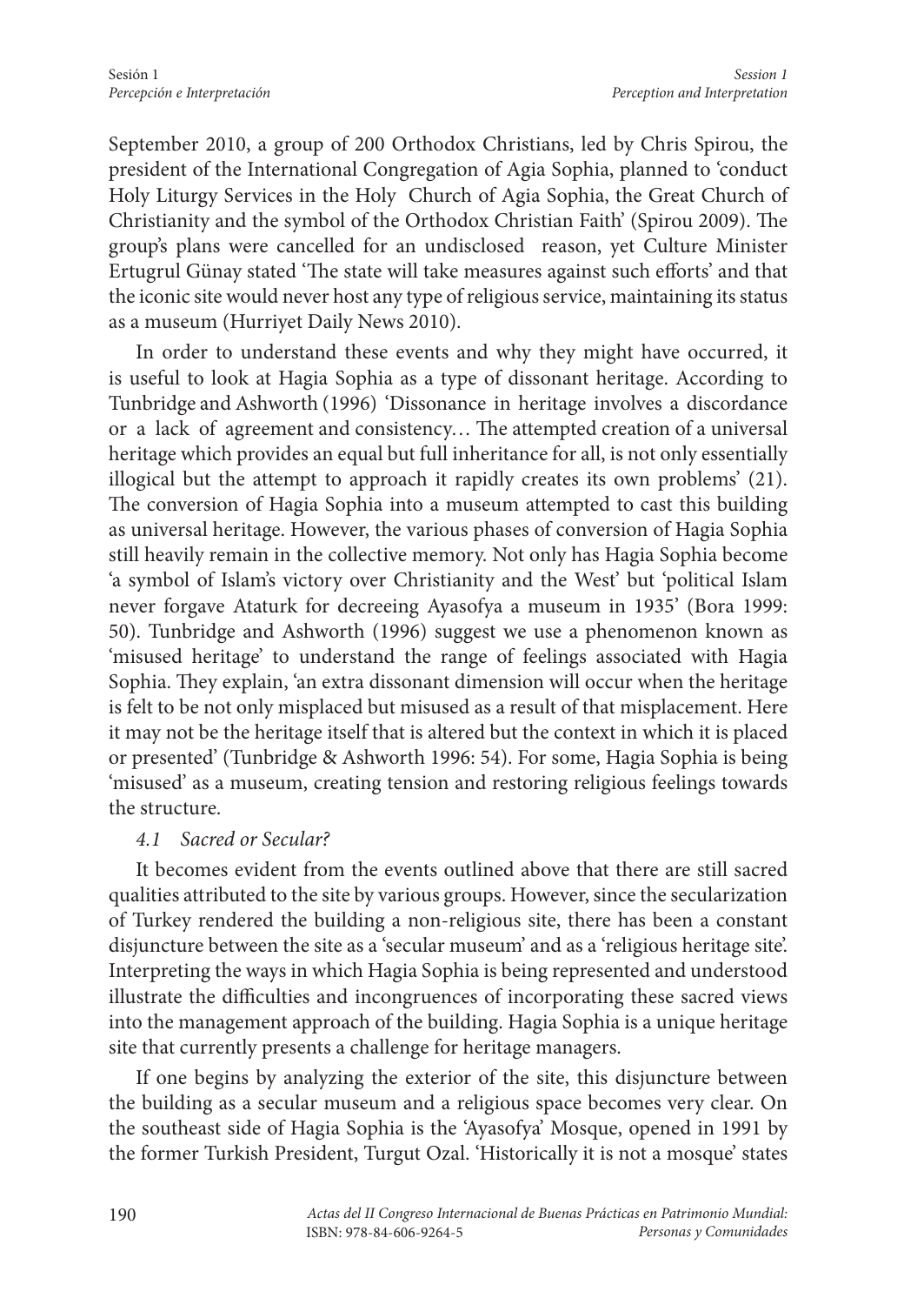September 2010, a group of 200 Orthodox Christians, led by Chris Spirou, the president of the International Congregation of Agia Sophia, planned to 'conduct Holy Liturgy Services in the Holy Church of Agia Sophia, the Great Church of Christianity and the symbol of the Orthodox Christian Faith' (Spirou 2009). The group's plans were cancelled for an undisclosed reason, yet Culture Minister Ertugrul Günay stated 'The state will take measures against such efforts' and that the iconic site would never host any type of religious service, maintaining its status as a museum (Hurriyet Daily News 2010).

In order to understand these events and why they might have occurred, it is useful to look at Hagia Sophia as a type of dissonant heritage. According to Tunbridge and Ashworth (1996) 'Dissonance in heritage involves a discordance or a lack of agreement and consistency… The attempted creation of a universal heritage which provides an equal but full inheritance for all, is not only essentially illogical but the attempt to approach it rapidly creates its own problems' (21). The conversion of Hagia Sophia into a museum attempted to cast this building as universal heritage. However, the various phases of conversion of Hagia Sophia still heavily remain in the collective memory. Not only has Hagia Sophia become 'a symbol of Islam's victory over Christianity and the West' but 'political Islam never forgave Ataturk for decreeing Ayasofya a museum in 1935' (Bora 1999: 50). Tunbridge and Ashworth (1996) suggest we use a phenomenon known as 'misused heritage' to understand the range of feelings associated with Hagia Sophia. They explain, 'an extra dissonant dimension will occur when the heritage is felt to be not only misplaced but misused as a result of that misplacement. Here it may not be the heritage itself that is altered but the context in which it is placed or presented' (Tunbridge & Ashworth 1996: 54). For some, Hagia Sophia is being 'misused' as a museum, creating tension and restoring religious feelings towards the structure.

### *4.1 Sacred or Secular?*

It becomes evident from the events outlined above that there are still sacred qualities attributed to the site by various groups. However, since the secularization of Turkey rendered the building a non-religious site, there has been a constant disjuncture between the site as a 'secular museum' and as a 'religious heritage site'. Interpreting the ways in which Hagia Sophia is being represented and understood illustrate the difficulties and incongruences of incorporating these sacred views into the management approach of the building. Hagia Sophia is a unique heritage site that currently presents a challenge for heritage managers.

If one begins by analyzing the exterior of the site, this disjuncture between the building as a secular museum and a religious space becomes very clear. On the southeast side of Hagia Sophia is the 'Ayasofya' Mosque, opened in 1991 by the former Turkish President, Turgut Ozal. 'Historically it is not a mosque' states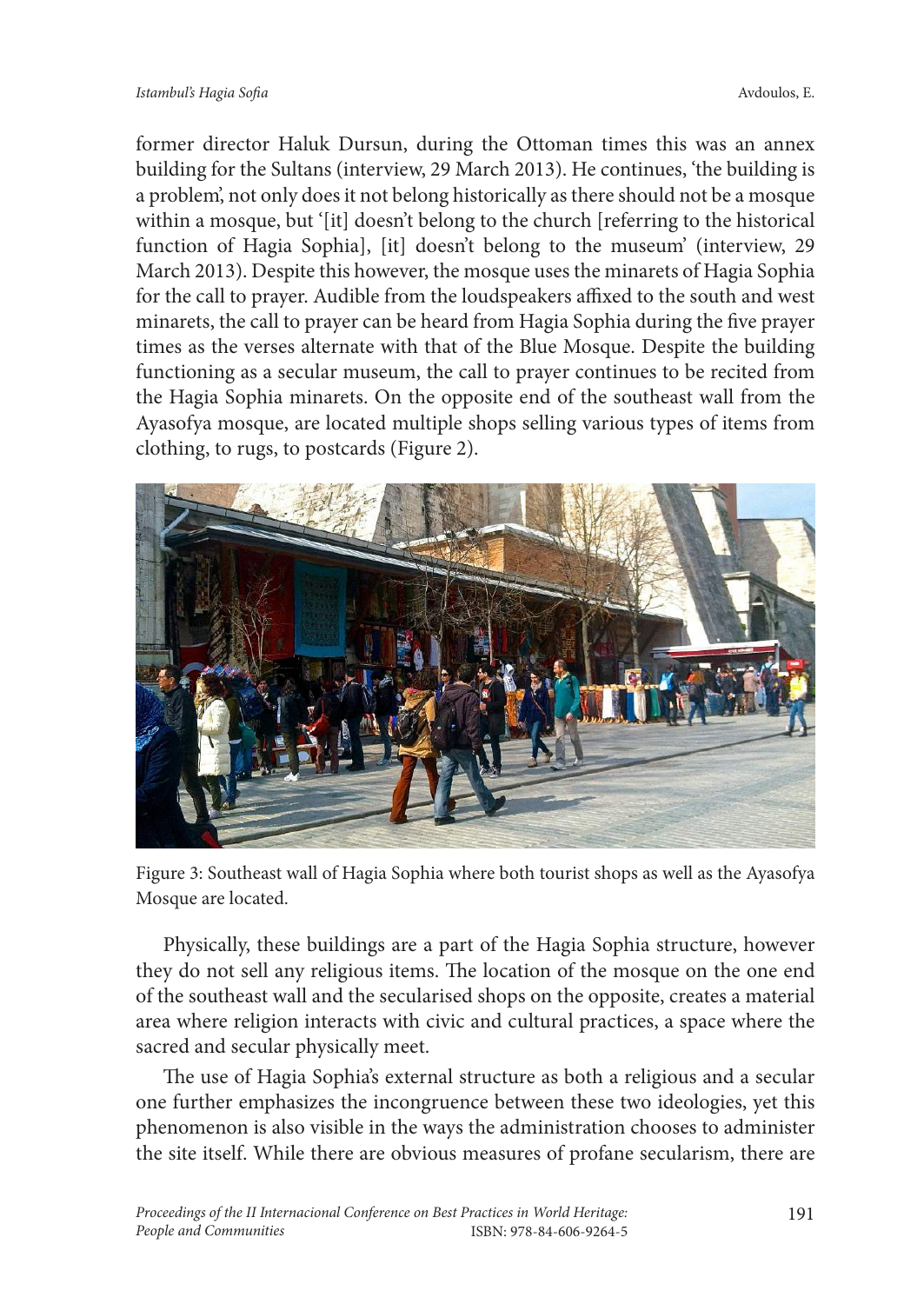former director Haluk Dursun, during the Ottoman times this was an annex building for the Sultans (interview, 29 March 2013). He continues, 'the building is a problem', not only does it not belong historically as there should not be a mosque within a mosque, but '[it] doesn't belong to the church [referring to the historical function of Hagia Sophia], [it] doesn't belong to the museum' (interview, 29 March 2013). Despite this however, the mosque uses the minarets of Hagia Sophia for the call to prayer. Audible from the loudspeakers affixed to the south and west minarets, the call to prayer can be heard from Hagia Sophia during the five prayer times as the verses alternate with that of the Blue Mosque. Despite the building functioning as a secular museum, the call to prayer continues to be recited from the Hagia Sophia minarets. On the opposite end of the southeast wall from the Ayasofya mosque, are located multiple shops selling various types of items from clothing, to rugs, to postcards (Figure 2).

Figure 3: Southeast wall of Hagia Sophia where both tourist shops as well as the Ayasofya Mosque are located.

Physically, these buildings are a part of the Hagia Sophia structure, however they do not sell any religious items. The location of the mosque on the one end of the southeast wall and the secularised shops on the opposite, creates a material area where religion interacts with civic and cultural practices, a space where the sacred and secular physically meet.

The use of Hagia Sophia's external structure as both a religious and a secular one further emphasizes the incongruence between these two ideologies, yet this phenomenon is also visible in the ways the administration chooses to administer the site itself. While there are obvious measures of profane secularism, there are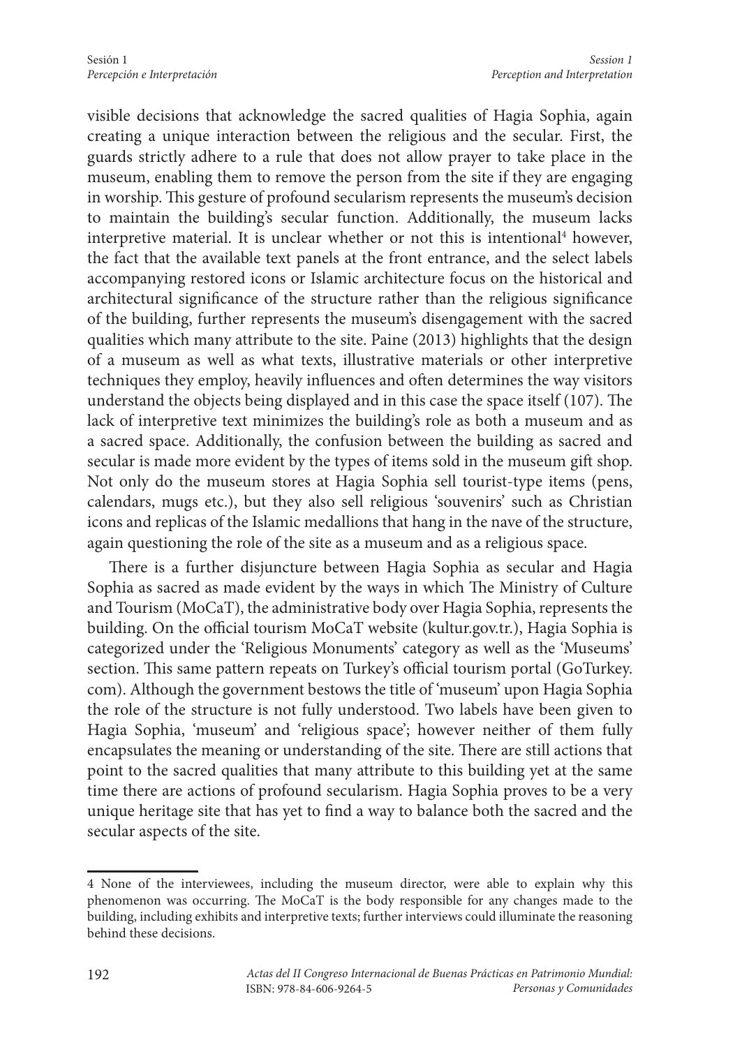visible decisions that acknowledge the sacred qualities of Hagia Sophia, again creating a unique interaction between the religious and the secular. First, the guards strictly adhere to a rule that does not allow prayer to take place in the museum, enabling them to remove the person from the site if they are engaging in worship. This gesture of profound secularism represents the museum's decision to maintain the building's secular function. Additionally, the museum lacks interpretive material. It is unclear whether or not this is intentional[4] however, the fact that the available text panels at the front entrance, and the select labels accompanying restored icons or Islamic architecture focus on the historical and architectural significance of the structure rather than the religious significance of the building, further represents the museum's disengagement with the sacred qualities which many attribute to the site. Paine (2013) highlights that the design of a museum as well as what texts, illustrative materials or other interpretive techniques they employ, heavily influences and often determines the way visitors understand the objects being displayed and in this case the space itself (107). The lack of interpretive text minimizes the building's role as both a museum and as a sacred space. Additionally, the confusion between the building as sacred and secular is made more evident by the types of items sold in the museum gift shop. Not only do the museum stores at Hagia Sophia sell tourist-type items (pens, calendars, mugs etc.), but they also sell religious 'souvenirs' such as Christian icons and replicas of the Islamic medallions that hang in the nave of the structure, again questioning the role of the site as a museum and as a religious space.

There is a further disjuncture between Hagia Sophia as secular and Hagia Sophia as sacred as made evident by the ways in which The Ministry of Culture and Tourism (MoCaT), the administrative body over Hagia Sophia, represents the building. On the official tourism MoCaT website (kultur.gov.tr.), Hagia Sophia is categorized under the 'Religious Monuments' category as well as the 'Museums' section. This same pattern repeats on Turkey's official tourism portal (GoTurkey.com). Although the government bestows the title of 'museum' upon Hagia Sophia the role of the structure is not fully understood. Two labels have been given to Hagia Sophia, 'museum' and 'religious space'; however neither of them fully encapsulates the meaning or understanding of the site. There are still actions that point to the sacred qualities that many attribute to this building yet at the same time there are actions of profound secularism. Hagia Sophia proves to be a very unique heritage site that has yet to find a way to balance both the sacred and the secular aspects of the site.

---

4 None of the interviewees, including the museum director, were able to explain why this phenomenon was occurring. The MoCaT is the body responsible for any changes made to the building, including exhibits and interpretive texts; further interviews could illuminate the reasoning behind these decisions.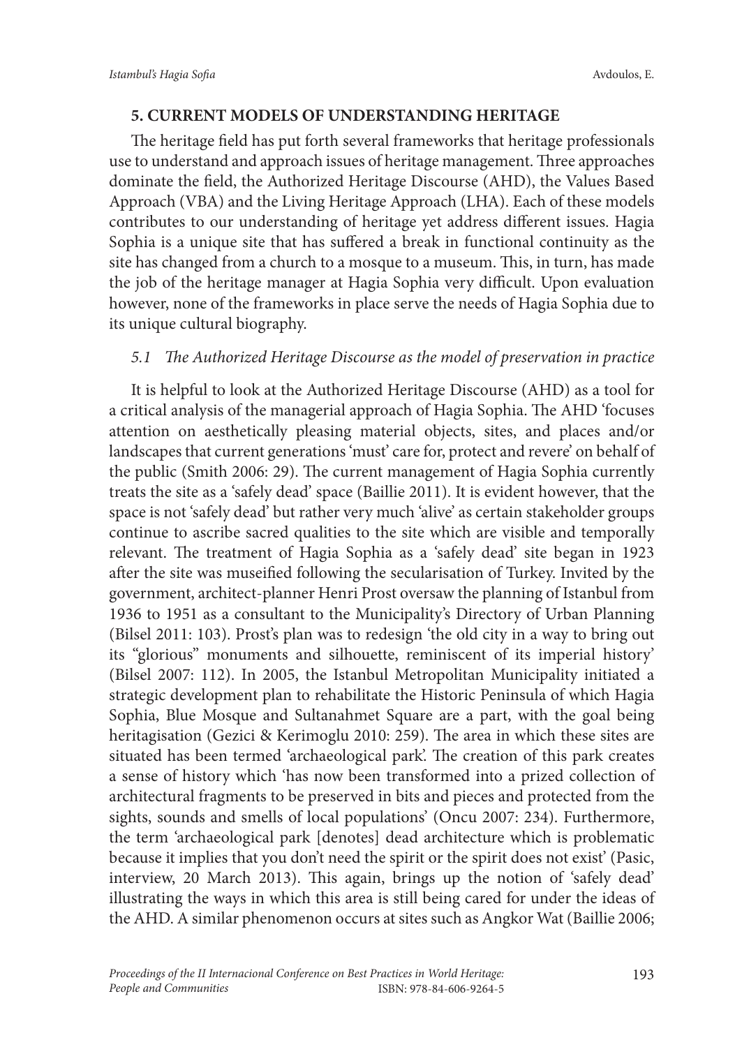## 5. CURRENT MODELS OF UNDERSTANDING HERITAGE

The heritage field has put forth several frameworks that heritage professionals use to understand and approach issues of heritage management. Three approaches dominate the field, the Authorized Heritage Discourse (AHD), the Values Based Approach (VBA) and the Living Heritage Approach (LHA). Each of these models contributes to our understanding of heritage yet address different issues. Hagia Sophia is a unique site that has suffered a break in functional continuity as the site has changed from a church to a mosque to a museum. This, in turn, has made the job of the heritage manager at Hagia Sophia very difficult. Upon evaluation however, none of the frameworks in place serve the needs of Hagia Sophia due to its unique cultural biography.

### *5.1 The Authorized Heritage Discourse as the model of preservation in practice*

It is helpful to look at the Authorized Heritage Discourse (AHD) as a tool for a critical analysis of the managerial approach of Hagia Sophia. The AHD 'focuses attention on aesthetically pleasing material objects, sites, and places and/or landscapes that current generations 'must' care for, protect and revere' on behalf of the public (Smith 2006: 29). The current management of Hagia Sophia currently treats the site as a 'safely dead' space (Baillie 2011). It is evident however, that the space is not 'safely dead' but rather very much 'alive' as certain stakeholder groups continue to ascribe sacred qualities to the site which are visible and temporally relevant. The treatment of Hagia Sophia as a 'safely dead' site began in 1923 after the site was museified following the secularisation of Turkey. Invited by the government, architect-planner Henri Prost oversaw the planning of Istanbul from 1936 to 1951 as a consultant to the Municipality's Directory of Urban Planning (Bilsel 2011: 103). Prost's plan was to redesign 'the old city in a way to bring out its "glorious" monuments and silhouette, reminiscent of its imperial history' (Bilsel 2007: 112). In 2005, the Istanbul Metropolitan Municipality initiated a strategic development plan to rehabilitate the Historic Peninsula of which Hagia Sophia, Blue Mosque and Sultanahmet Square are a part, with the goal being heritagisation (Gezici & Kerimoglu 2010: 259). The area in which these sites are situated has been termed 'archaeological park'. The creation of this park creates a sense of history which 'has now been transformed into a prized collection of architectural fragments to be preserved in bits and pieces and protected from the sights, sounds and smells of local populations' (Oncu 2007: 234). Furthermore, the term 'archaeological park [denotes] dead architecture which is problematic because it implies that you don't need the spirit or the spirit does not exist' (Pasic, interview, 20 March 2013). This again, brings up the notion of 'safely dead' illustrating the ways in which this area is still being cared for under the ideas of the AHD. A similar phenomenon occurs at sites such as Angkor Wat (Baillie 2006;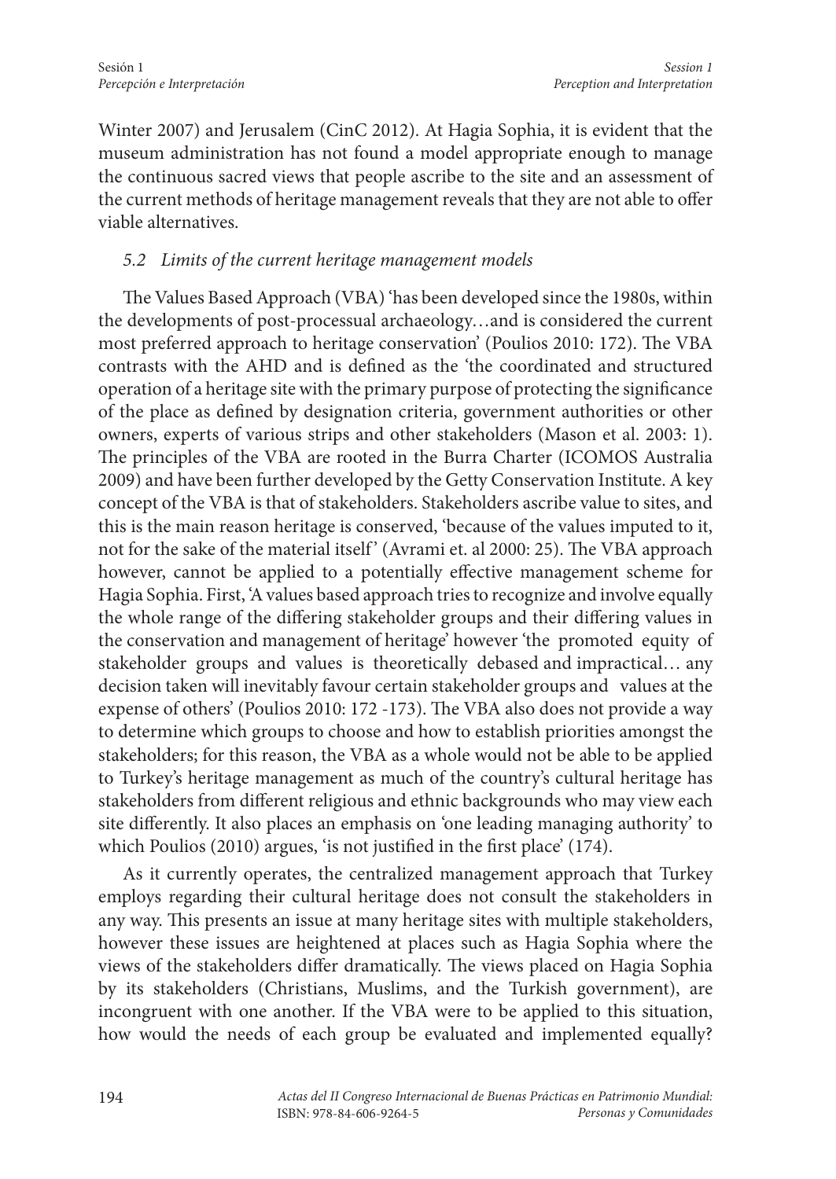Winter 2007) and Jerusalem (CinC 2012). At Hagia Sophia, it is evident that the museum administration has not found a model appropriate enough to manage the continuous sacred views that people ascribe to the site and an assessment of the current methods of heritage management reveals that they are not able to offer viable alternatives.

### *5.2 Limits of the current heritage management models*

The Values Based Approach (VBA) 'has been developed since the 1980s, within the developments of post-processual archaeology…and is considered the current most preferred approach to heritage conservation' (Poulios 2010: 172). The VBA contrasts with the AHD and is defined as the 'the coordinated and structured operation of a heritage site with the primary purpose of protecting the significance of the place as defined by designation criteria, government authorities or other owners, experts of various strips and other stakeholders (Mason et al. 2003: 1). The principles of the VBA are rooted in the Burra Charter (ICOMOS Australia 2009) and have been further developed by the Getty Conservation Institute. A key concept of the VBA is that of stakeholders. Stakeholders ascribe value to sites, and this is the main reason heritage is conserved, 'because of the values imputed to it, not for the sake of the material itself' (Avrami et. al 2000: 25). The VBA approach however, cannot be applied to a potentially effective management scheme for Hagia Sophia. First, 'A values based approach tries to recognize and involve equally the whole range of the differing stakeholder groups and their differing values in the conservation and management of heritage' however 'the promoted equity of stakeholder groups and values is theoretically debased and impractical… any decision taken will inevitably favour certain stakeholder groups and values at the expense of others' (Poulios 2010: 172 -173). The VBA also does not provide a way to determine which groups to choose and how to establish priorities amongst the stakeholders; for this reason, the VBA as a whole would not be able to be applied to Turkey's heritage management as much of the country's cultural heritage has stakeholders from different religious and ethnic backgrounds who may view each site differently. It also places an emphasis on 'one leading managing authority' to which Poulios (2010) argues, 'is not justified in the first place' (174).

As it currently operates, the centralized management approach that Turkey employs regarding their cultural heritage does not consult the stakeholders in any way. This presents an issue at many heritage sites with multiple stakeholders, however these issues are heightened at places such as Hagia Sophia where the views of the stakeholders differ dramatically. The views placed on Hagia Sophia by its stakeholders (Christians, Muslims, and the Turkish government), are incongruent with one another. If the VBA were to be applied to this situation, how would the needs of each group be evaluated and implemented equally?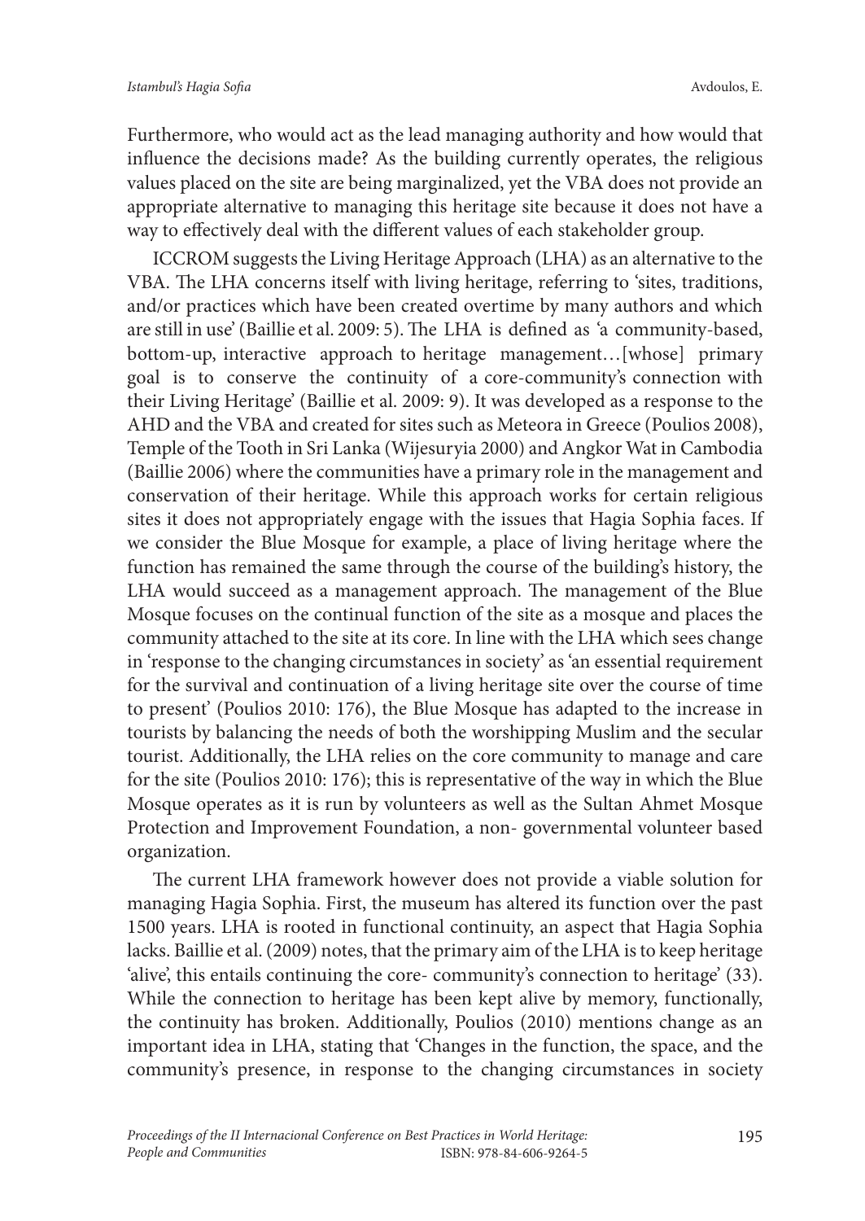Furthermore, who would act as the lead managing authority and how would that influence the decisions made? As the building currently operates, the religious values placed on the site are being marginalized, yet the VBA does not provide an appropriate alternative to managing this heritage site because it does not have a way to effectively deal with the different values of each stakeholder group.

ICCROM suggests the Living Heritage Approach (LHA) as an alternative to the VBA. The LHA concerns itself with living heritage, referring to 'sites, traditions, and/or practices which have been created overtime by many authors and which are still in use' (Baillie et al. 2009: 5). The LHA is defined as 'a community-based, bottom-up, interactive approach to heritage management…[whose] primary goal is to conserve the continuity of a core-community's connection with their Living Heritage' (Baillie et al. 2009: 9). It was developed as a response to the AHD and the VBA and created for sites such as Meteora in Greece (Poulios 2008), Temple of the Tooth in Sri Lanka (Wijesuryia 2000) and Angkor Wat in Cambodia (Baillie 2006) where the communities have a primary role in the management and conservation of their heritage. While this approach works for certain religious sites it does not appropriately engage with the issues that Hagia Sophia faces. If we consider the Blue Mosque for example, a place of living heritage where the function has remained the same through the course of the building's history, the LHA would succeed as a management approach. The management of the Blue Mosque focuses on the continual function of the site as a mosque and places the community attached to the site at its core. In line with the LHA which sees change in 'response to the changing circumstances in society' as 'an essential requirement for the survival and continuation of a living heritage site over the course of time to present' (Poulios 2010: 176), the Blue Mosque has adapted to the increase in tourists by balancing the needs of both the worshipping Muslim and the secular tourist. Additionally, the LHA relies on the core community to manage and care for the site (Poulios 2010: 176); this is representative of the way in which the Blue Mosque operates as it is run by volunteers as well as the Sultan Ahmet Mosque Protection and Improvement Foundation, a non- governmental volunteer based organization.

The current LHA framework however does not provide a viable solution for managing Hagia Sophia. First, the museum has altered its function over the past 1500 years. LHA is rooted in functional continuity, an aspect that Hagia Sophia lacks. Baillie et al. (2009) notes, that the primary aim of the LHA is to keep heritage 'alive', this entails continuing the core- community's connection to heritage' (33). While the connection to heritage has been kept alive by memory, functionally, the continuity has broken. Additionally, Poulios (2010) mentions change as an important idea in LHA, stating that 'Changes in the function, the space, and the community's presence, in response to the changing circumstances in society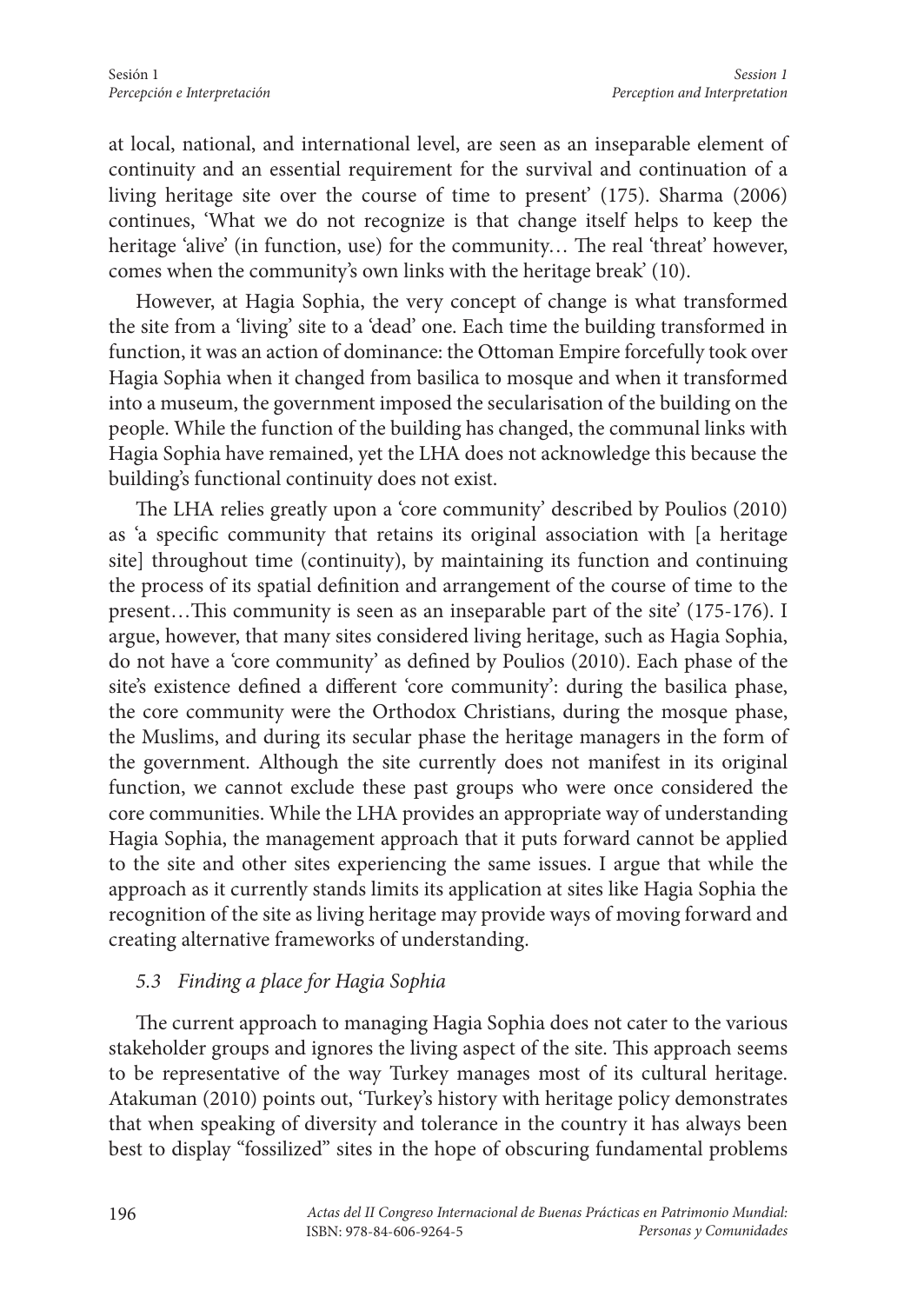at local, national, and international level, are seen as an inseparable element of continuity and an essential requirement for the survival and continuation of a living heritage site over the course of time to present' (175). Sharma (2006) continues, 'What we do not recognize is that change itself helps to keep the heritage 'alive' (in function, use) for the community… The real 'threat' however, comes when the community's own links with the heritage break' (10).

However, at Hagia Sophia, the very concept of change is what transformed the site from a 'living' site to a 'dead' one. Each time the building transformed in function, it was an action of dominance: the Ottoman Empire forcefully took over Hagia Sophia when it changed from basilica to mosque and when it transformed into a museum, the government imposed the secularisation of the building on the people. While the function of the building has changed, the communal links with Hagia Sophia have remained, yet the LHA does not acknowledge this because the building's functional continuity does not exist.

The LHA relies greatly upon a 'core community' described by Poulios (2010) as 'a specific community that retains its original association with [a heritage site] throughout time (continuity), by maintaining its function and continuing the process of its spatial definition and arrangement of the course of time to the present…This community is seen as an inseparable part of the site' (175-176). I argue, however, that many sites considered living heritage, such as Hagia Sophia, do not have a 'core community' as defined by Poulios (2010). Each phase of the site's existence defined a different 'core community': during the basilica phase, the core community were the Orthodox Christians, during the mosque phase, the Muslims, and during its secular phase the heritage managers in the form of the government. Although the site currently does not manifest in its original function, we cannot exclude these past groups who were once considered the core communities. While the LHA provides an appropriate way of understanding Hagia Sophia, the management approach that it puts forward cannot be applied to the site and other sites experiencing the same issues. I argue that while the approach as it currently stands limits its application at sites like Hagia Sophia the recognition of the site as living heritage may provide ways of moving forward and creating alternative frameworks of understanding.

### *5.3 Finding a place for Hagia Sophia*

The current approach to managing Hagia Sophia does not cater to the various stakeholder groups and ignores the living aspect of the site. This approach seems to be representative of the way Turkey manages most of its cultural heritage. Atakuman (2010) points out, 'Turkey's history with heritage policy demonstrates that when speaking of diversity and tolerance in the country it has always been best to display "fossilized" sites in the hope of obscuring fundamental problems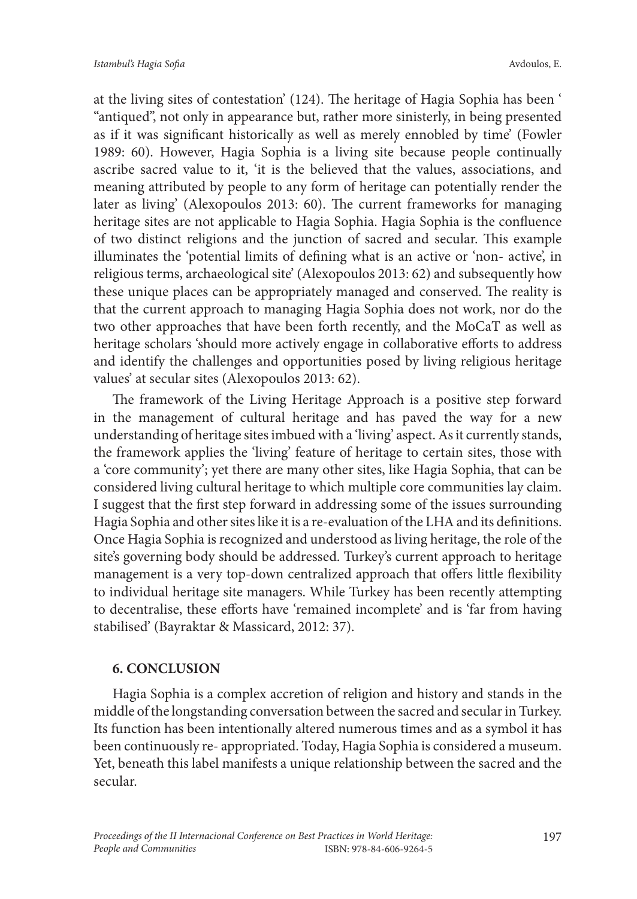at the living sites of contestation' (124). The heritage of Hagia Sophia has been ' "antiqued", not only in appearance but, rather more sinisterly, in being presented as if it was significant historically as well as merely ennobled by time' (Fowler 1989: 60). However, Hagia Sophia is a living site because people continually ascribe sacred value to it, 'it is the believed that the values, associations, and meaning attributed by people to any form of heritage can potentially render the later as living' (Alexopoulos 2013: 60). The current frameworks for managing heritage sites are not applicable to Hagia Sophia. Hagia Sophia is the confluence of two distinct religions and the junction of sacred and secular. This example illuminates the 'potential limits of defining what is an active or 'non- active', in religious terms, archaeological site' (Alexopoulos 2013: 62) and subsequently how these unique places can be appropriately managed and conserved. The reality is that the current approach to managing Hagia Sophia does not work, nor do the two other approaches that have been forth recently, and the MoCaT as well as heritage scholars 'should more actively engage in collaborative efforts to address and identify the challenges and opportunities posed by living religious heritage values' at secular sites (Alexopoulos 2013: 62).

The framework of the Living Heritage Approach is a positive step forward in the management of cultural heritage and has paved the way for a new understanding of heritage sites imbued with a 'living' aspect. As it currently stands, the framework applies the 'living' feature of heritage to certain sites, those with a 'core community'; yet there are many other sites, like Hagia Sophia, that can be considered living cultural heritage to which multiple core communities lay claim. I suggest that the first step forward in addressing some of the issues surrounding Hagia Sophia and other sites like it is a re-evaluation of the LHA and its definitions. Once Hagia Sophia is recognized and understood as living heritage, the role of the site's governing body should be addressed. Turkey's current approach to heritage management is a very top-down centralized approach that offers little flexibility to individual heritage site managers. While Turkey has been recently attempting to decentralise, these efforts have 'remained incomplete' and is 'far from having stabilised' (Bayraktar & Massicard, 2012: 37).

## 6. CONCLUSION

Hagia Sophia is a complex accretion of religion and history and stands in the middle of the longstanding conversation between the sacred and secular in Turkey. Its function has been intentionally altered numerous times and as a symbol it has been continuously re- appropriated. Today, Hagia Sophia is considered a museum. Yet, beneath this label manifests a unique relationship between the sacred and the secular.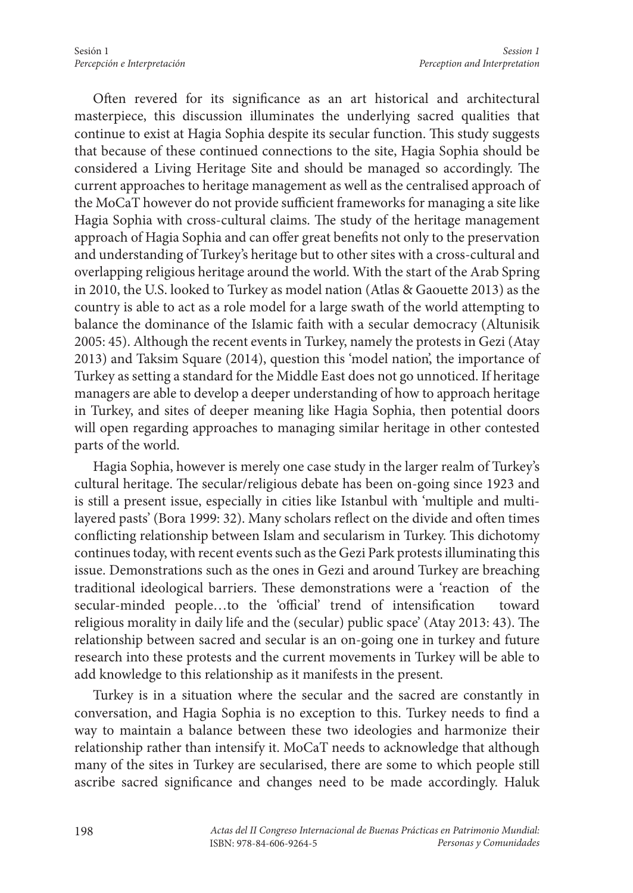Often revered for its significance as an art historical and architectural masterpiece, this discussion illuminates the underlying sacred qualities that continue to exist at Hagia Sophia despite its secular function. This study suggests that because of these continued connections to the site, Hagia Sophia should be considered a Living Heritage Site and should be managed so accordingly. The current approaches to heritage management as well as the centralised approach of the MoCaT however do not provide sufficient frameworks for managing a site like Hagia Sophia with cross-cultural claims. The study of the heritage management approach of Hagia Sophia and can offer great benefits not only to the preservation and understanding of Turkey's heritage but to other sites with a cross-cultural and overlapping religious heritage around the world. With the start of the Arab Spring in 2010, the U.S. looked to Turkey as model nation (Atlas & Gaouette 2013) as the country is able to act as a role model for a large swath of the world attempting to balance the dominance of the Islamic faith with a secular democracy (Altunisik 2005: 45). Although the recent events in Turkey, namely the protests in Gezi (Atay 2013) and Taksim Square (2014), question this 'model nation', the importance of Turkey as setting a standard for the Middle East does not go unnoticed. If heritage managers are able to develop a deeper understanding of how to approach heritage in Turkey, and sites of deeper meaning like Hagia Sophia, then potential doors will open regarding approaches to managing similar heritage in other contested parts of the world.

Hagia Sophia, however is merely one case study in the larger realm of Turkey's cultural heritage. The secular/religious debate has been on-going since 1923 and is still a present issue, especially in cities like Istanbul with 'multiple and multi-layered pasts' (Bora 1999: 32). Many scholars reflect on the divide and often times conflicting relationship between Islam and secularism in Turkey. This dichotomy continues today, with recent events such as the Gezi Park protests illuminating this issue. Demonstrations such as the ones in Gezi and around Turkey are breaching traditional ideological barriers. These demonstrations were a 'reaction of the secular-minded people…to the 'official' trend of intensification toward religious morality in daily life and the (secular) public space' (Atay 2013: 43). The relationship between sacred and secular is an on-going one in turkey and future research into these protests and the current movements in Turkey will be able to add knowledge to this relationship as it manifests in the present.

Turkey is in a situation where the secular and the sacred are constantly in conversation, and Hagia Sophia is no exception to this. Turkey needs to find a way to maintain a balance between these two ideologies and harmonize their relationship rather than intensify it. MoCaT needs to acknowledge that although many of the sites in Turkey are secularised, there are some to which people still ascribe sacred significance and changes need to be made accordingly. Haluk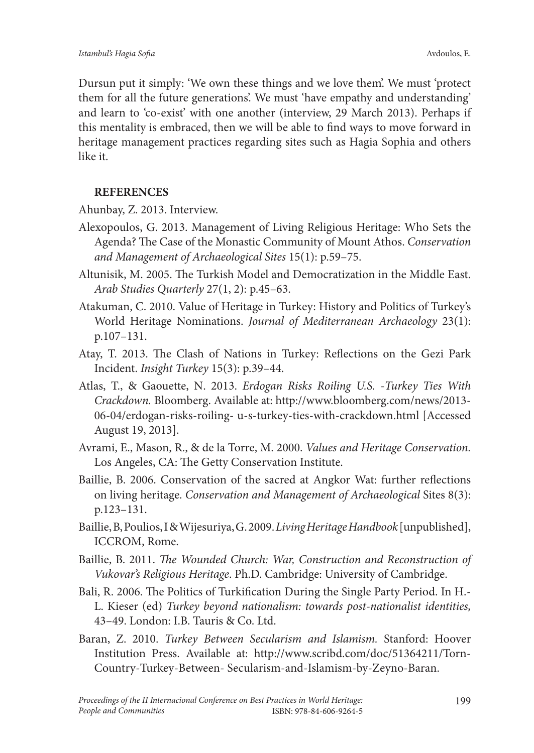Dursun put it simply: 'We own these things and we love them'. We must 'protect them for all the future generations'. We must 'have empathy and understanding' and learn to 'co-exist' with one another (interview, 29 March 2013). Perhaps if this mentality is embraced, then we will be able to find ways to move forward in heritage management practices regarding sites such as Hagia Sophia and others like it.

## REFERENCES

Ahunbay, Z. 2013. Interview.

Alexopoulos, G. 2013. Management of Living Religious Heritage: Who Sets the Agenda? The Case of the Monastic Community of Mount Athos. *Conservation and Management of Archaeological Sites* 15(1): p.59–75.

Altunisik, M. 2005. The Turkish Model and Democratization in the Middle East. *Arab Studies Quarterly* 27(1, 2): p.45–63.

Atakuman, C. 2010. Value of Heritage in Turkey: History and Politics of Turkey's World Heritage Nominations. *Journal of Mediterranean Archaeology* 23(1): p.107–131.

Atay, T. 2013. The Clash of Nations in Turkey: Reflections on the Gezi Park Incident. *Insight Turkey* 15(3): p.39–44.

Atlas, T., & Gaouette, N. 2013. *Erdogan Risks Roiling U.S. -Turkey Ties With Crackdown.* Bloomberg. Available at: http://www.bloomberg.com/news/2013-06-04/erdogan-risks-roiling- u-s-turkey-ties-with-crackdown.html [Accessed August 19, 2013].

Avrami, E., Mason, R., & de la Torre, M. 2000. *Values and Heritage Conservation.* Los Angeles, CA: The Getty Conservation Institute.

Baillie, B. 2006. Conservation of the sacred at Angkor Wat: further reflections on living heritage. *Conservation and Management of Archaeological* Sites 8(3): p.123–131.

Baillie, B, Poulios, I & Wijesuriya, G. 2009. *Living Heritage Handbook* [unpublished], ICCROM, Rome.

Baillie, B. 2011. *The Wounded Church: War, Construction and Reconstruction of Vukovar's Religious Heritage*. Ph.D. Cambridge: University of Cambridge.

Bali, R. 2006. The Politics of Turkification During the Single Party Period. In H.-L. Kieser (ed) *Turkey beyond nationalism: towards post-nationalist identities,* 43–49. London: I.B. Tauris & Co. Ltd.

Baran, Z. 2010. *Turkey Between Secularism and Islamism.* Stanford: Hoover Institution Press. Available at: http://www.scribd.com/doc/51364211/Torn-Country-Turkey-Between- Secularism-and-Islamism-by-Zeyno-Baran.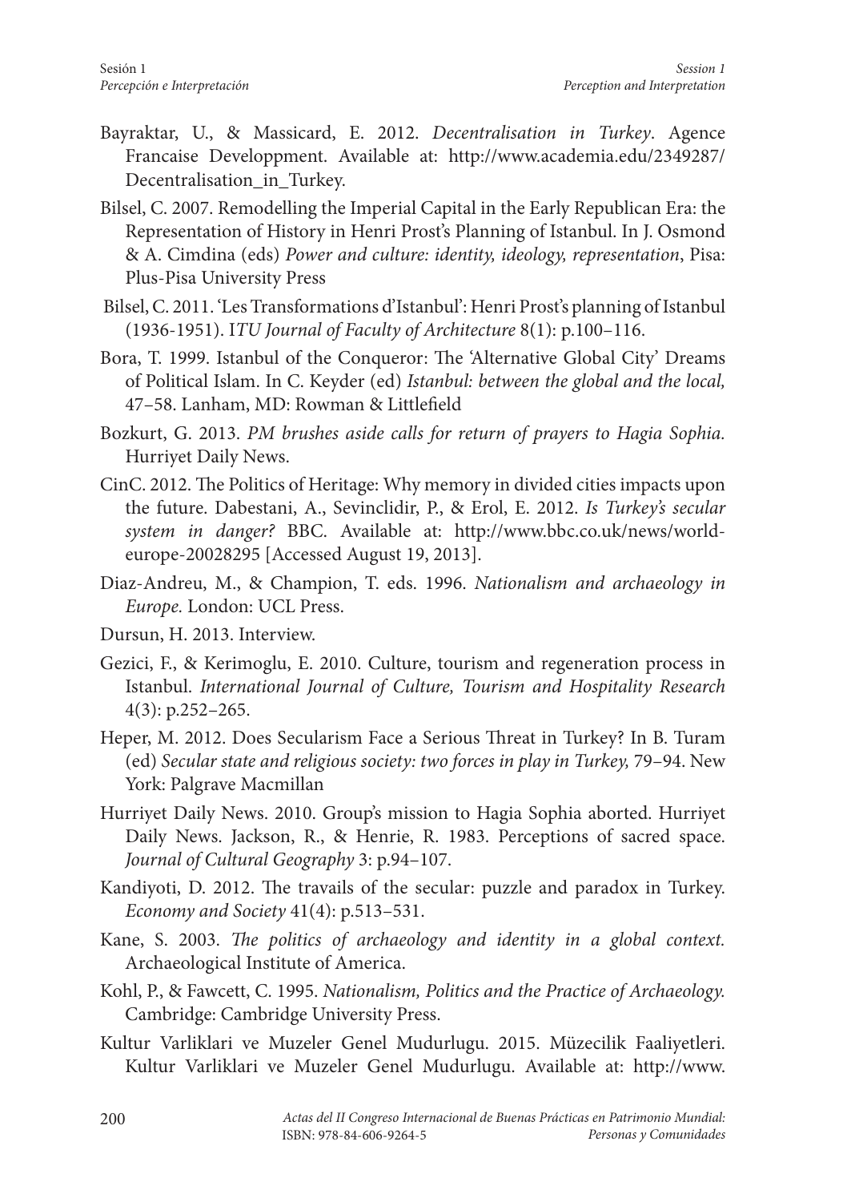Bayraktar, U., & Massicard, E. 2012. *Decentralisation in Turkey*. Agence Francaise Developpment. Available at: http://www.academia.edu/2349287/Decentralisation_in_Turkey.

Bilsel, C. 2007. Remodelling the Imperial Capital in the Early Republican Era: the Representation of History in Henri Prost's Planning of Istanbul. In J. Osmond & A. Cimdina (eds) *Power and culture: identity, ideology, representation*, Pisa: Plus-Pisa University Press

Bilsel, C. 2011. 'Les Transformations d'Istanbul': Henri Prost's planning of Istanbul (1936-1951). I*TU Journal of Faculty of Architecture* 8(1): p.100–116.

Bora, T. 1999. Istanbul of the Conqueror: The 'Alternative Global City' Dreams of Political Islam. In C. Keyder (ed) *Istanbul: between the global and the local,* 47–58. Lanham, MD: Rowman & Littlefield

Bozkurt, G. 2013. *PM brushes aside calls for return of prayers to Hagia Sophia.* Hurriyet Daily News.

CinC. 2012. The Politics of Heritage: Why memory in divided cities impacts upon the future. Dabestani, A., Sevinclidir, P., & Erol, E. 2012. *Is Turkey's secular system in danger?* BBC. Available at: http://www.bbc.co.uk/news/world-europe-20028295 [Accessed August 19, 2013].

Diaz-Andreu, M., & Champion, T. eds. 1996. *Nationalism and archaeology in Europe.* London: UCL Press.

Dursun, H. 2013. Interview.

Gezici, F., & Kerimoglu, E. 2010. Culture, tourism and regeneration process in Istanbul. *International Journal of Culture, Tourism and Hospitality Research* 4(3): p.252–265.

Heper, M. 2012. Does Secularism Face a Serious Threat in Turkey? In B. Turam (ed) *Secular state and religious society: two forces in play in Turkey,* 79–94. New York: Palgrave Macmillan

Hurriyet Daily News. 2010. Group's mission to Hagia Sophia aborted. Hurriyet Daily News. Jackson, R., & Henrie, R. 1983. Perceptions of sacred space. *Journal of Cultural Geography* 3: p.94–107.

Kandiyoti, D. 2012. The travails of the secular: puzzle and paradox in Turkey. *Economy and Society* 41(4): p.513–531.

Kane, S. 2003. *The politics of archaeology and identity in a global context.* Archaeological Institute of America.

Kohl, P., & Fawcett, C. 1995. *Nationalism, Politics and the Practice of Archaeology.* Cambridge: Cambridge University Press.

Kultur Varliklari ve Muzeler Genel Mudurlugu. 2015. Müzecilik Faaliyetleri. Kultur Varliklari ve Muzeler Genel Mudurlugu. Available at: http://www.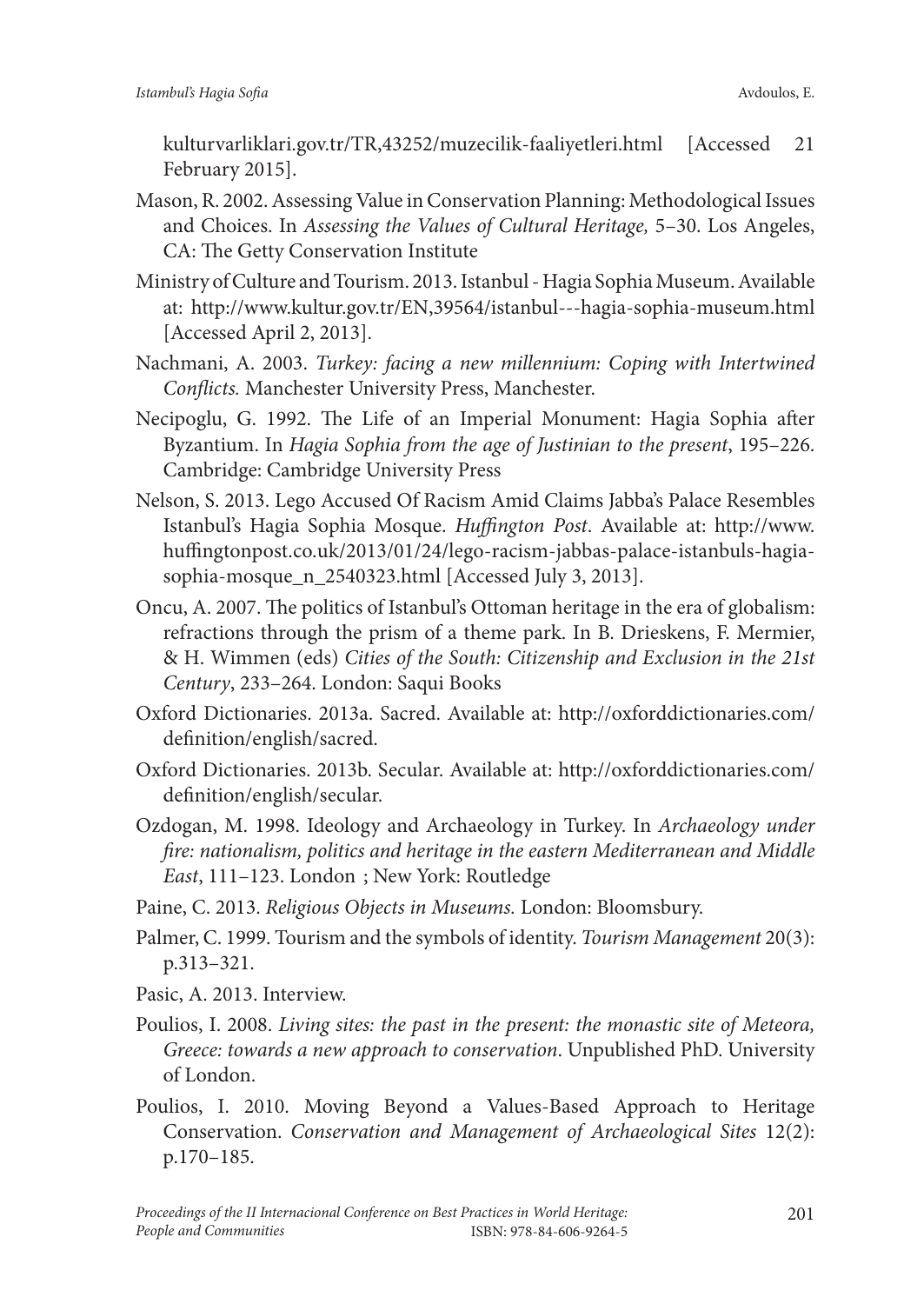kulturvarliklari.gov.tr/TR,43252/muzecilik-faaliyetleri.html [Accessed 21 February 2015].

Mason, R. 2002. Assessing Value in Conservation Planning: Methodological Issues and Choices. In *Assessing the Values of Cultural Heritage,* 5–30. Los Angeles, CA: The Getty Conservation Institute

Ministry of Culture and Tourism. 2013. Istanbul - Hagia Sophia Museum. Available at: http://www.kultur.gov.tr/EN,39564/istanbul---hagia-sophia-museum.html [Accessed April 2, 2013].

Nachmani, A. 2003. *Turkey: facing a new millennium: Coping with Intertwined Conflicts.* Manchester University Press, Manchester.

Necipoglu, G. 1992. The Life of an Imperial Monument: Hagia Sophia after Byzantium. In *Hagia Sophia from the age of Justinian to the present*, 195–226. Cambridge: Cambridge University Press

Nelson, S. 2013. Lego Accused Of Racism Amid Claims Jabba's Palace Resembles Istanbul's Hagia Sophia Mosque. *Huffington Post*. Available at: http://www.huffingtonpost.co.uk/2013/01/24/lego-racism-jabbas-palace-istanbuls-hagia-sophia-mosque_n_2540323.html [Accessed July 3, 2013].

Oncu, A. 2007. The politics of Istanbul's Ottoman heritage in the era of globalism: refractions through the prism of a theme park. In B. Drieskens, F. Mermier, & H. Wimmen (eds) *Cities of the South: Citizenship and Exclusion in the 21st Century*, 233–264. London: Saqui Books

Oxford Dictionaries. 2013a. Sacred. Available at: http://oxforddictionaries.com/definition/english/sacred.

Oxford Dictionaries. 2013b. Secular. Available at: http://oxforddictionaries.com/definition/english/secular.

Ozdogan, M. 1998. Ideology and Archaeology in Turkey. In *Archaeology under fire: nationalism, politics and heritage in the eastern Mediterranean and Middle East*, 111–123. London ; New York: Routledge

Paine, C. 2013. *Religious Objects in Museums.* London: Bloomsbury.

Palmer, C. 1999. Tourism and the symbols of identity. *Tourism Management* 20(3): p.313–321.

Pasic, A. 2013. Interview.

Poulios, I. 2008. *Living sites: the past in the present: the monastic site of Meteora, Greece: towards a new approach to conservation*. Unpublished PhD. University of London.

Poulios, I. 2010. Moving Beyond a Values-Based Approach to Heritage Conservation. *Conservation and Management of Archaeological Sites* 12(2): p.170–185.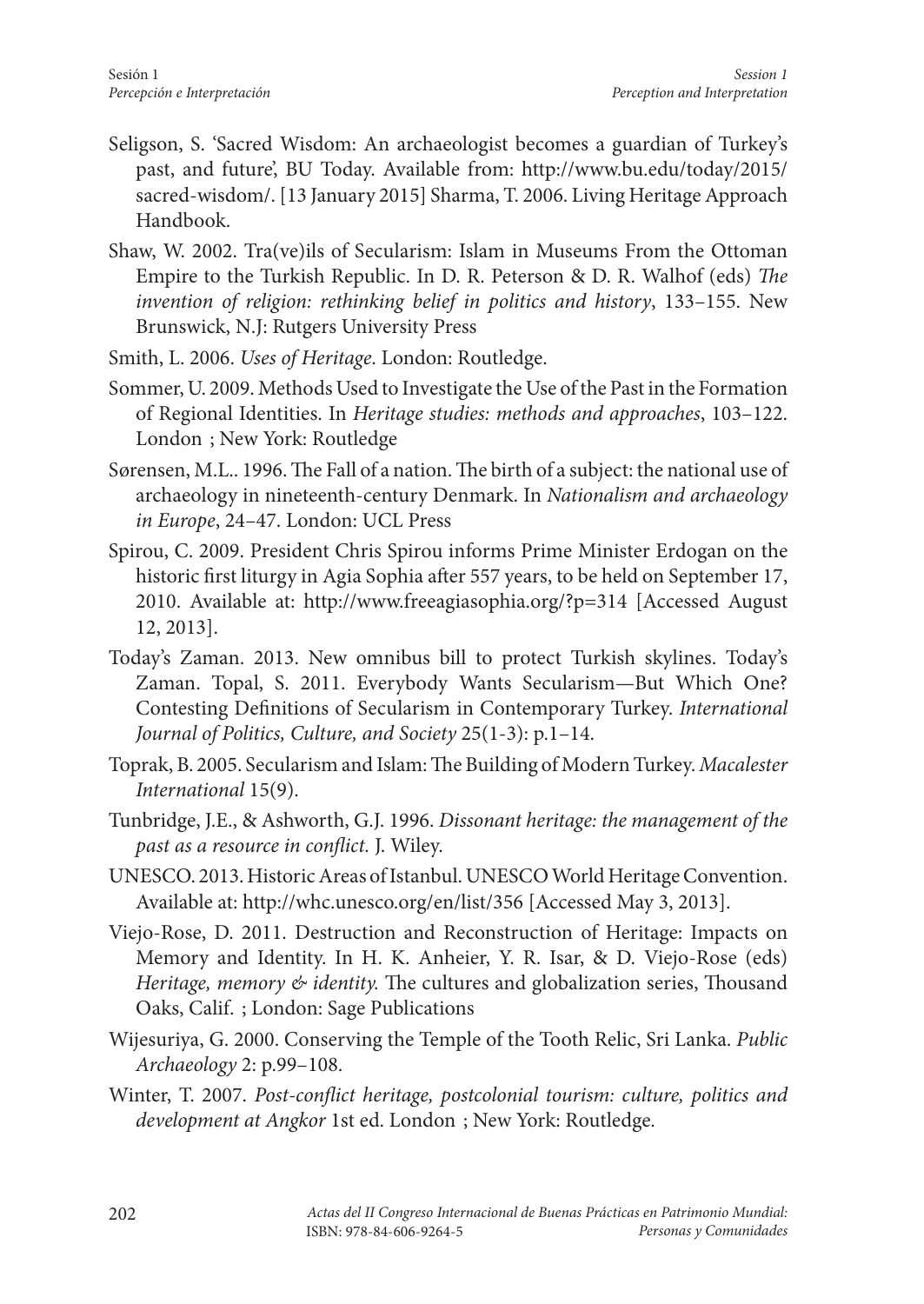Seligson, S. 'Sacred Wisdom: An archaeologist becomes a guardian of Turkey's past, and future', BU Today. Available from: http://www.bu.edu/today/2015/sacred-wisdom/. [13 January 2015] Sharma, T. 2006. Living Heritage Approach Handbook.

Shaw, W. 2002. Tra(ve)ils of Secularism: Islam in Museums From the Ottoman Empire to the Turkish Republic. In D. R. Peterson & D. R. Walhof (eds) *The invention of religion: rethinking belief in politics and history*, 133–155. New Brunswick, N.J: Rutgers University Press

Smith, L. 2006. *Uses of Heritage*. London: Routledge.

Sommer, U. 2009. Methods Used to Investigate the Use of the Past in the Formation of Regional Identities. In *Heritage studies: methods and approaches*, 103–122. London ; New York: Routledge

Sørensen, M.L.. 1996. The Fall of a nation. The birth of a subject: the national use of archaeology in nineteenth-century Denmark. In *Nationalism and archaeology in Europe*, 24–47. London: UCL Press

Spirou, C. 2009. President Chris Spirou informs Prime Minister Erdogan on the historic first liturgy in Agia Sophia after 557 years, to be held on September 17, 2010. Available at: http://www.freeagiasophia.org/?p=314 [Accessed August 12, 2013].

Today's Zaman. 2013. New omnibus bill to protect Turkish skylines. Today's Zaman. Topal, S. 2011. Everybody Wants Secularism—But Which One? Contesting Definitions of Secularism in Contemporary Turkey. *International Journal of Politics, Culture, and Society* 25(1-3): p.1–14.

Toprak, B. 2005. Secularism and Islam: The Building of Modern Turkey. *Macalester International* 15(9).

Tunbridge, J.E., & Ashworth, G.J. 1996. *Dissonant heritage: the management of the past as a resource in conflict.* J. Wiley.

UNESCO. 2013. Historic Areas of Istanbul. UNESCO World Heritage Convention. Available at: http://whc.unesco.org/en/list/356 [Accessed May 3, 2013].

Viejo-Rose, D. 2011. Destruction and Reconstruction of Heritage: Impacts on Memory and Identity. In H. K. Anheier, Y. R. Isar, & D. Viejo-Rose (eds) *Heritage, memory & identity.* The cultures and globalization series, Thousand Oaks, Calif. ; London: Sage Publications

Wijesuriya, G. 2000. Conserving the Temple of the Tooth Relic, Sri Lanka. *Public Archaeology* 2: p.99–108.

Winter, T. 2007. *Post-conflict heritage, postcolonial tourism: culture, politics and development at Angkor* 1st ed. London ; New York: Routledge.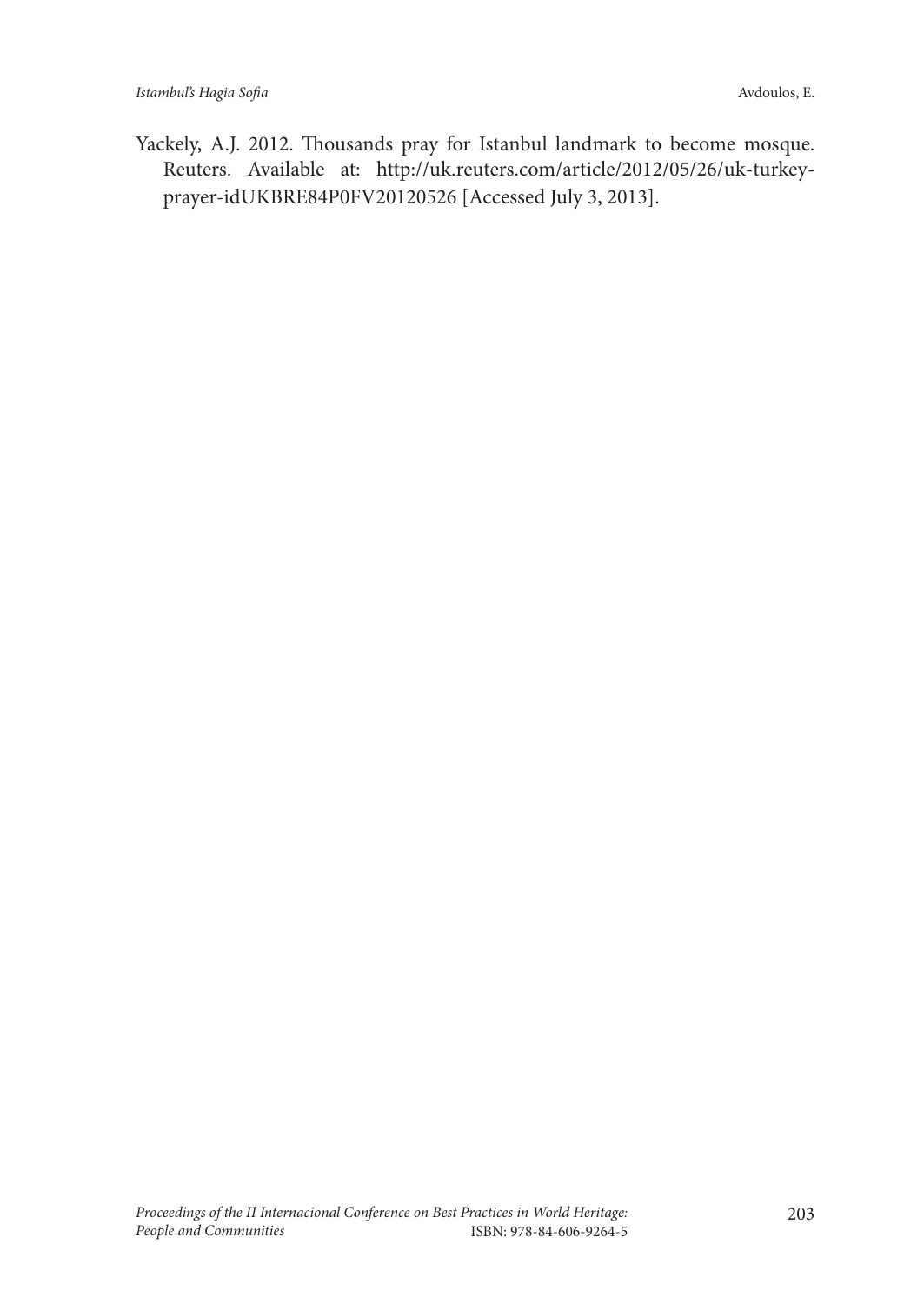Yackely, A.J. 2012. Thousands pray for Istanbul landmark to become mosque. Reuters. Available at: http://uk.reuters.com/article/2012/05/26/uk-turkey-prayer-idUKBRE84P0FV20120526 [Accessed July 3, 2013].